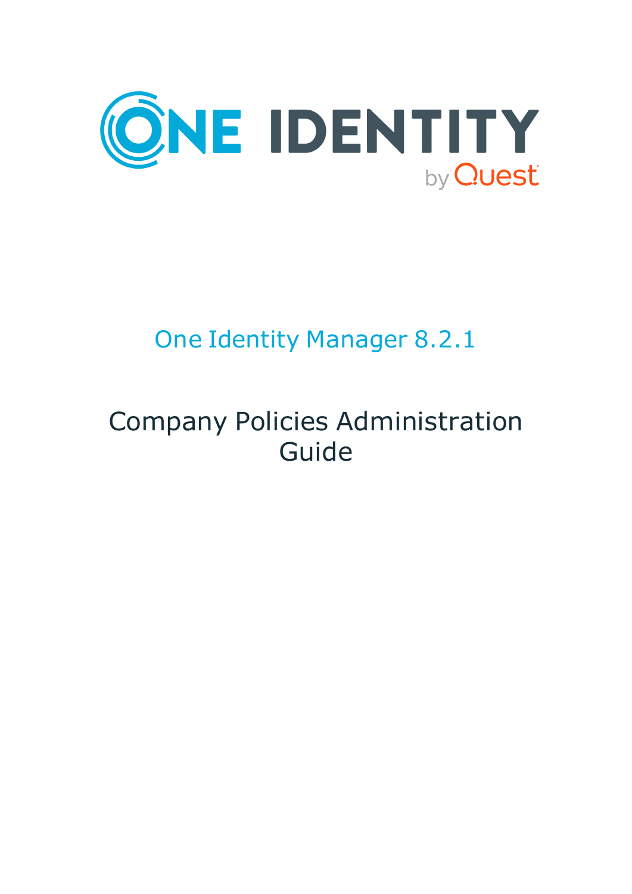ONE IDENTITY by Quest

# One Identity Manager 8.2.1

## Company Policies Administration Guide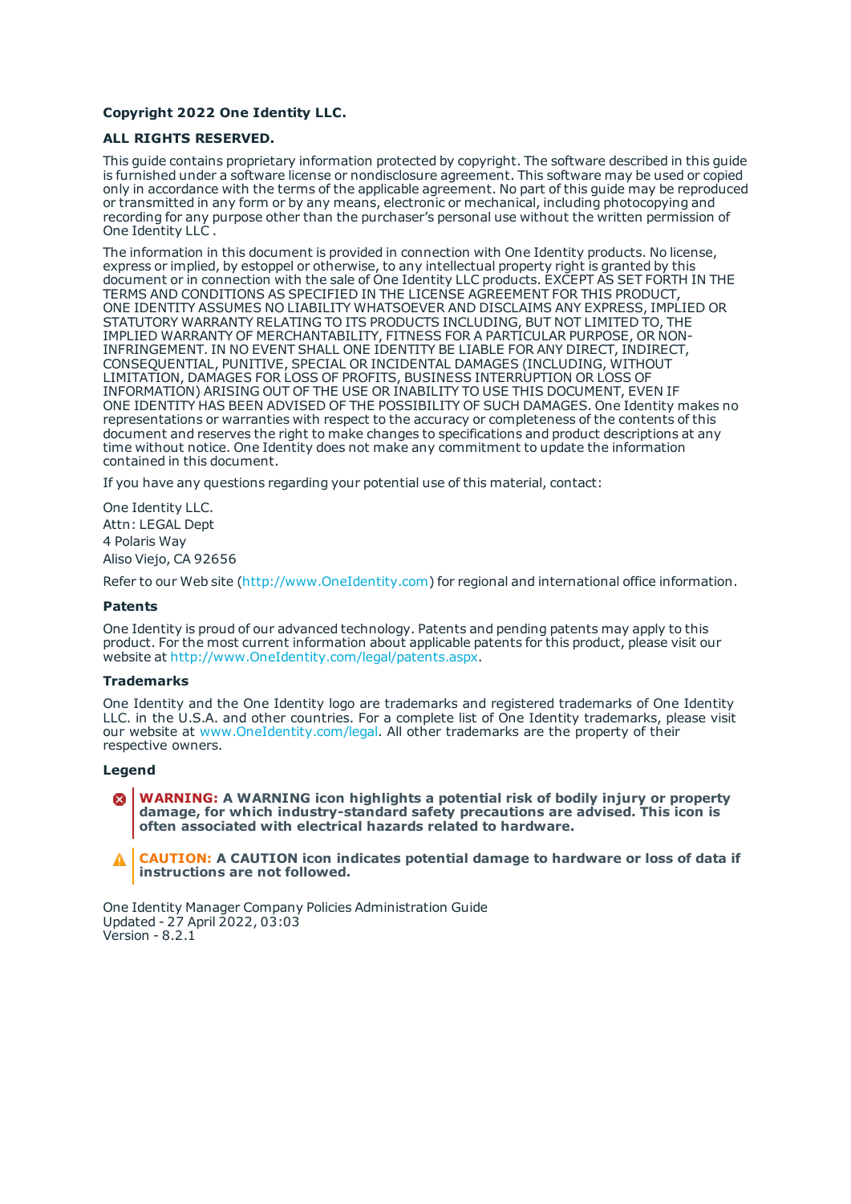**Copyright 2022 One Identity LLC.**

**ALL RIGHTS RESERVED.**

This guide contains proprietary information protected by copyright. The software described in this guide is furnished under a software license or nondisclosure agreement. This software may be used or copied only in accordance with the terms of the applicable agreement. No part of this guide may be reproduced or transmitted in any form or by any means, electronic or mechanical, including photocopying and recording for any purpose other than the purchaser's personal use without the written permission of One Identity LLC .

The information in this document is provided in connection with One Identity products. No license, express or implied, by estoppel or otherwise, to any intellectual property right is granted by this document or in connection with the sale of One Identity LLC products. EXCEPT AS SET FORTH IN THE TERMS AND CONDITIONS AS SPECIFIED IN THE LICENSE AGREEMENT FOR THIS PRODUCT, ONE IDENTITY ASSUMES NO LIABILITY WHATSOEVER AND DISCLAIMS ANY EXPRESS, IMPLIED OR STATUTORY WARRANTY RELATING TO ITS PRODUCTS INCLUDING, BUT NOT LIMITED TO, THE IMPLIED WARRANTY OF MERCHANTABILITY, FITNESS FOR A PARTICULAR PURPOSE, OR NON-INFRINGEMENT. IN NO EVENT SHALL ONE IDENTITY BE LIABLE FOR ANY DIRECT, INDIRECT, CONSEQUENTIAL, PUNITIVE, SPECIAL OR INCIDENTAL DAMAGES (INCLUDING, WITHOUT LIMITATION, DAMAGES FOR LOSS OF PROFITS, BUSINESS INTERRUPTION OR LOSS OF INFORMATION) ARISING OUT OF THE USE OR INABILITY TO USE THIS DOCUMENT, EVEN IF ONE IDENTITY HAS BEEN ADVISED OF THE POSSIBILITY OF SUCH DAMAGES. One Identity makes no representations or warranties with respect to the accuracy or completeness of the contents of this document and reserves the right to make changes to specifications and product descriptions at any time without notice. One Identity does not make any commitment to update the information contained in this document.

If you have any questions regarding your potential use of this material, contact:

One Identity LLC.
Attn: LEGAL Dept
4 Polaris Way
Aliso Viejo, CA 92656

Refer to our Web site (http://www.OneIdentity.com) for regional and international office information.

**Patents**

One Identity is proud of our advanced technology. Patents and pending patents may apply to this product. For the most current information about applicable patents for this product, please visit our website at http://www.OneIdentity.com/legal/patents.aspx.

**Trademarks**

One Identity and the One Identity logo are trademarks and registered trademarks of One Identity LLC. in the U.S.A. and other countries. For a complete list of One Identity trademarks, please visit our website at www.OneIdentity.com/legal. All other trademarks are the property of their respective owners.

**Legend**

**WARNING: A WARNING icon highlights a potential risk of bodily injury or property damage, for which industry-standard safety precautions are advised. This icon is often associated with electrical hazards related to hardware.**

**CAUTION: A CAUTION icon indicates potential damage to hardware or loss of data if instructions are not followed.**

One Identity Manager Company Policies Administration Guide
Updated - 27 April 2022, 03:03
Version - 8.2.1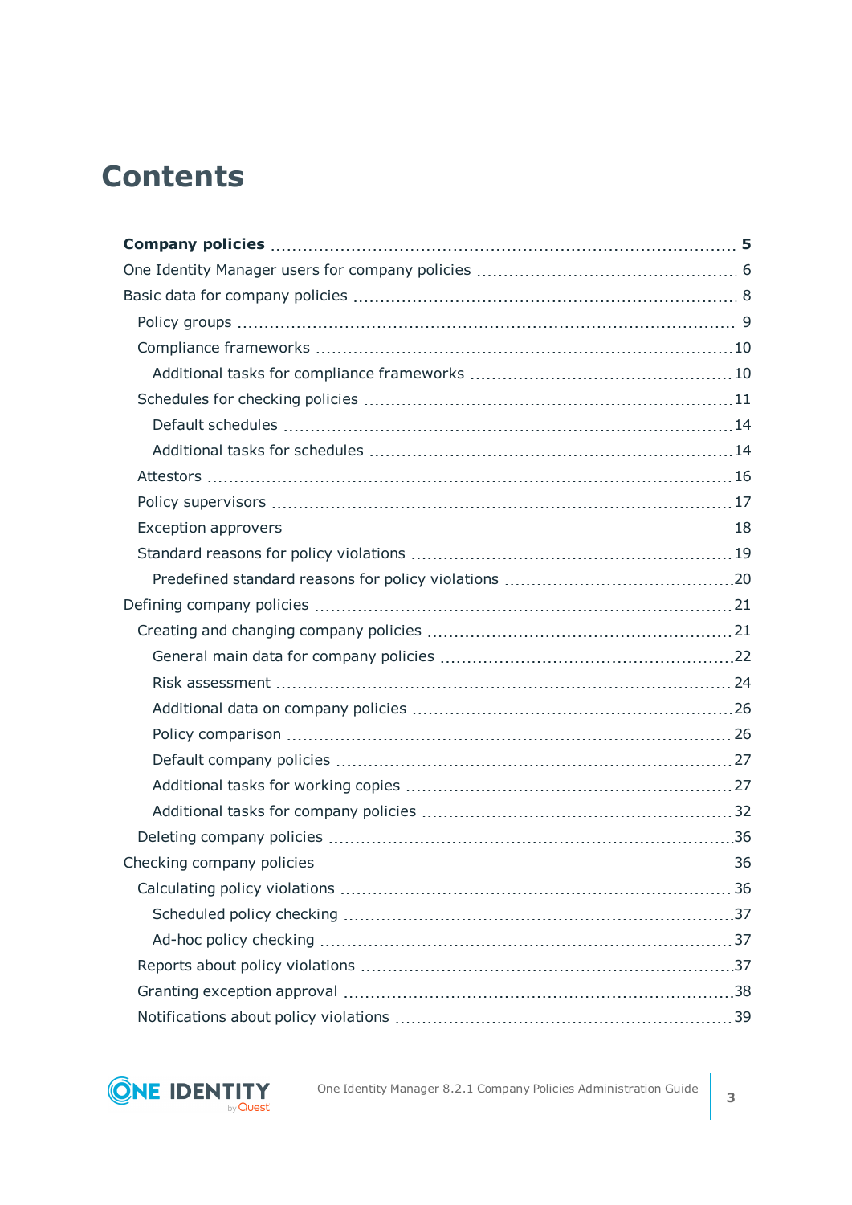# Contents

**Company policies** 5

- One Identity Manager users for company policies 6
- Basic data for company policies 8
  - Policy groups 9
  - Compliance frameworks 10
    - Additional tasks for compliance frameworks 10
  - Schedules for checking policies 11
    - Default schedules 14
    - Additional tasks for schedules 14
  - Attestors 16
  - Policy supervisors 17
  - Exception approvers 18
  - Standard reasons for policy violations 19
    - Predefined standard reasons for policy violations 20
- Defining company policies 21
  - Creating and changing company policies 21
    - General main data for company policies 22
    - Risk assessment 24
    - Additional data on company policies 26
    - Policy comparison 26
    - Default company policies 27
    - Additional tasks for working copies 27
    - Additional tasks for company policies 32
  - Deleting company policies 36
- Checking company policies 36
  - Calculating policy violations 36
    - Scheduled policy checking 37
    - Ad-hoc policy checking 37
  - Reports about policy violations 37
  - Granting exception approval 38
  - Notifications about policy violations 39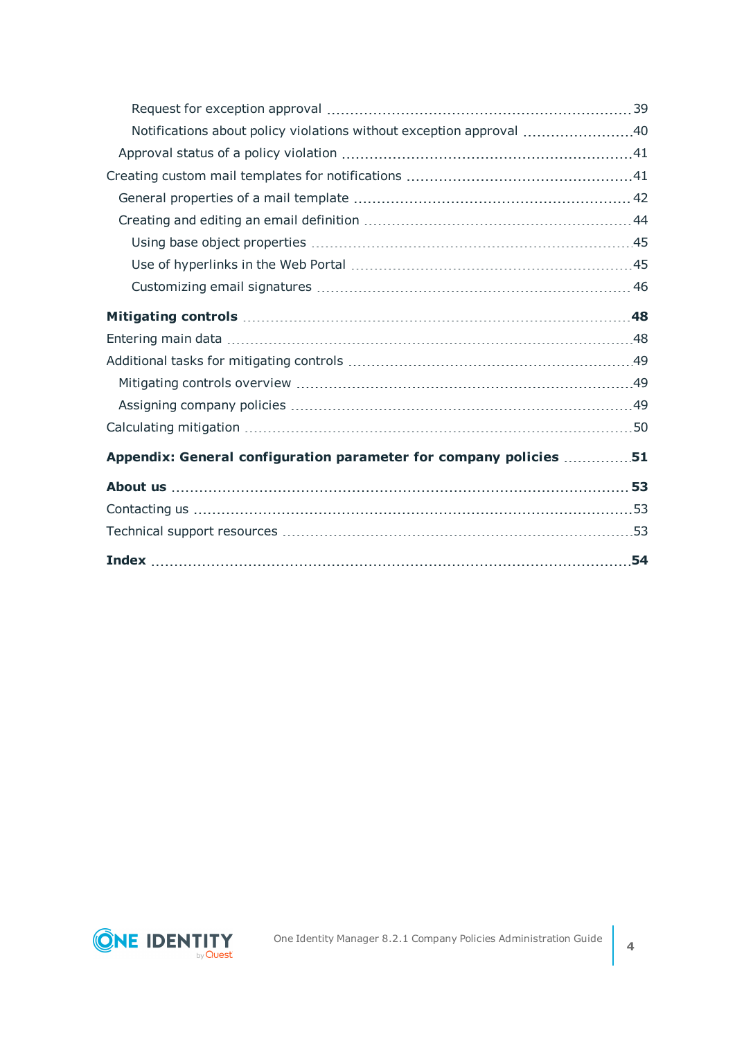- Request for exception approval 39
- Notifications about policy violations without exception approval 40
- Approval status of a policy violation 41
- Creating custom mail templates for notifications 41
  - General properties of a mail template 42
  - Creating and editing an email definition 44
    - Using base object properties 45
    - Use of hyperlinks in the Web Portal 45
    - Customizing email signatures 46

**Mitigating controls 48**

- Entering main data 48
- Additional tasks for mitigating controls 49
  - Mitigating controls overview 49
  - Assigning company policies 49
- Calculating mitigation 50

**Appendix: General configuration parameter for company policies 51**

**About us 53**

- Contacting us 53
- Technical support resources 53

**Index 54**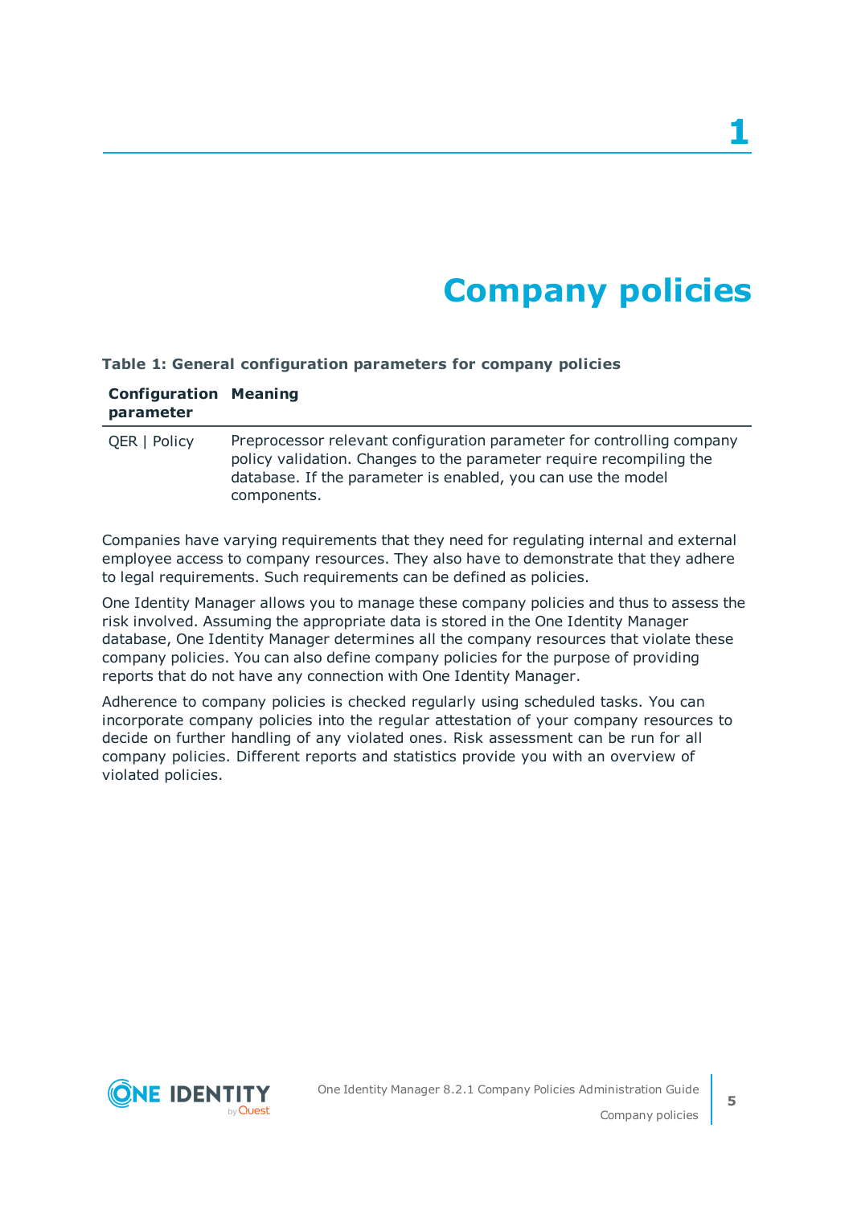# 1

# Company policies

**Table 1: General configuration parameters for company policies**

| Configuration parameter | Meaning |
| --- | --- |
| QER \| Policy | Preprocessor relevant configuration parameter for controlling company policy validation. Changes to the parameter require recompiling the database. If the parameter is enabled, you can use the model components. |

Companies have varying requirements that they need for regulating internal and external employee access to company resources. They also have to demonstrate that they adhere to legal requirements. Such requirements can be defined as policies.

One Identity Manager allows you to manage these company policies and thus to assess the risk involved. Assuming the appropriate data is stored in the One Identity Manager database, One Identity Manager determines all the company resources that violate these company policies. You can also define company policies for the purpose of providing reports that do not have any connection with One Identity Manager.

Adherence to company policies is checked regularly using scheduled tasks. You can incorporate company policies into the regular attestation of your company resources to decide on further handling of any violated ones. Risk assessment can be run for all company policies. Different reports and statistics provide you with an overview of violated policies.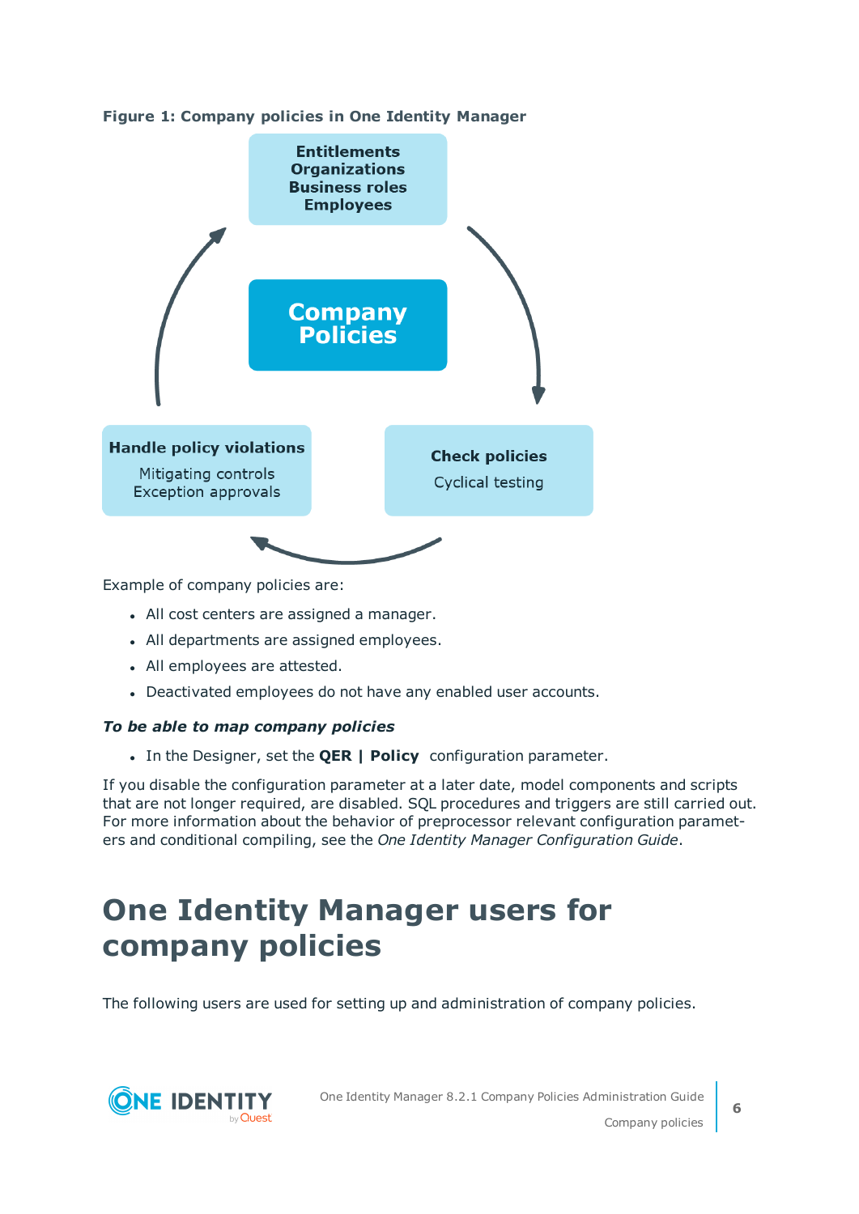**Figure 1: Company policies in One Identity Manager**

Entitlements
Organizations
Business roles
Employees

Company Policies

Check policies
Cyclical testing

Handle policy violations
Mitigating controls
Exception approvals

Example of company policies are:

- All cost centers are assigned a manager.
- All departments are assigned employees.
- All employees are attested.
- Deactivated employees do not have any enabled user accounts.

***To be able to map company policies***

- In the Designer, set the **QER | Policy** configuration parameter.

If you disable the configuration parameter at a later date, model components and scripts that are not longer required, are disabled. SQL procedures and triggers are still carried out. For more information about the behavior of preprocessor relevant configuration parameters and conditional compiling, see the *One Identity Manager Configuration Guide*.

# One Identity Manager users for company policies

The following users are used for setting up and administration of company policies.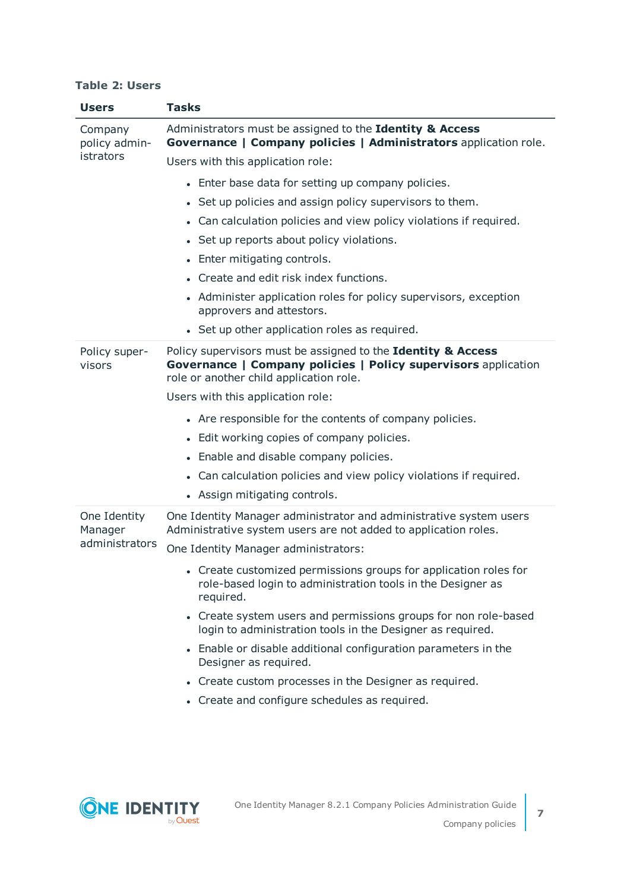**Table 2: Users**

| Users | Tasks |
|---|---|
| Company policy administrators | Administrators must be assigned to the **Identity & Access Governance \| Company policies \| Administrators** application role.<br><br>Users with this application role:<br><br>- Enter base data for setting up company policies.<br>- Set up policies and assign policy supervisors to them.<br>- Can calculation policies and view policy violations if required.<br>- Set up reports about policy violations.<br>- Enter mitigating controls.<br>- Create and edit risk index functions.<br>- Administer application roles for policy supervisors, exception approvers and attestors.<br>- Set up other application roles as required. |
| Policy supervisors | Policy supervisors must be assigned to the **Identity & Access Governance \| Company policies \| Policy supervisors** application role or another child application role.<br><br>Users with this application role:<br><br>- Are responsible for the contents of company policies.<br>- Edit working copies of company policies.<br>- Enable and disable company policies.<br>- Can calculation policies and view policy violations if required.<br>- Assign mitigating controls. |
| One Identity Manager administrators | One Identity Manager administrator and administrative system users Administrative system users are not added to application roles.<br><br>One Identity Manager administrators:<br><br>- Create customized permissions groups for application roles for role-based login to administration tools in the Designer as required.<br>- Create system users and permissions groups for non role-based login to administration tools in the Designer as required.<br>- Enable or disable additional configuration parameters in the Designer as required.<br>- Create custom processes in the Designer as required.<br>- Create and configure schedules as required. |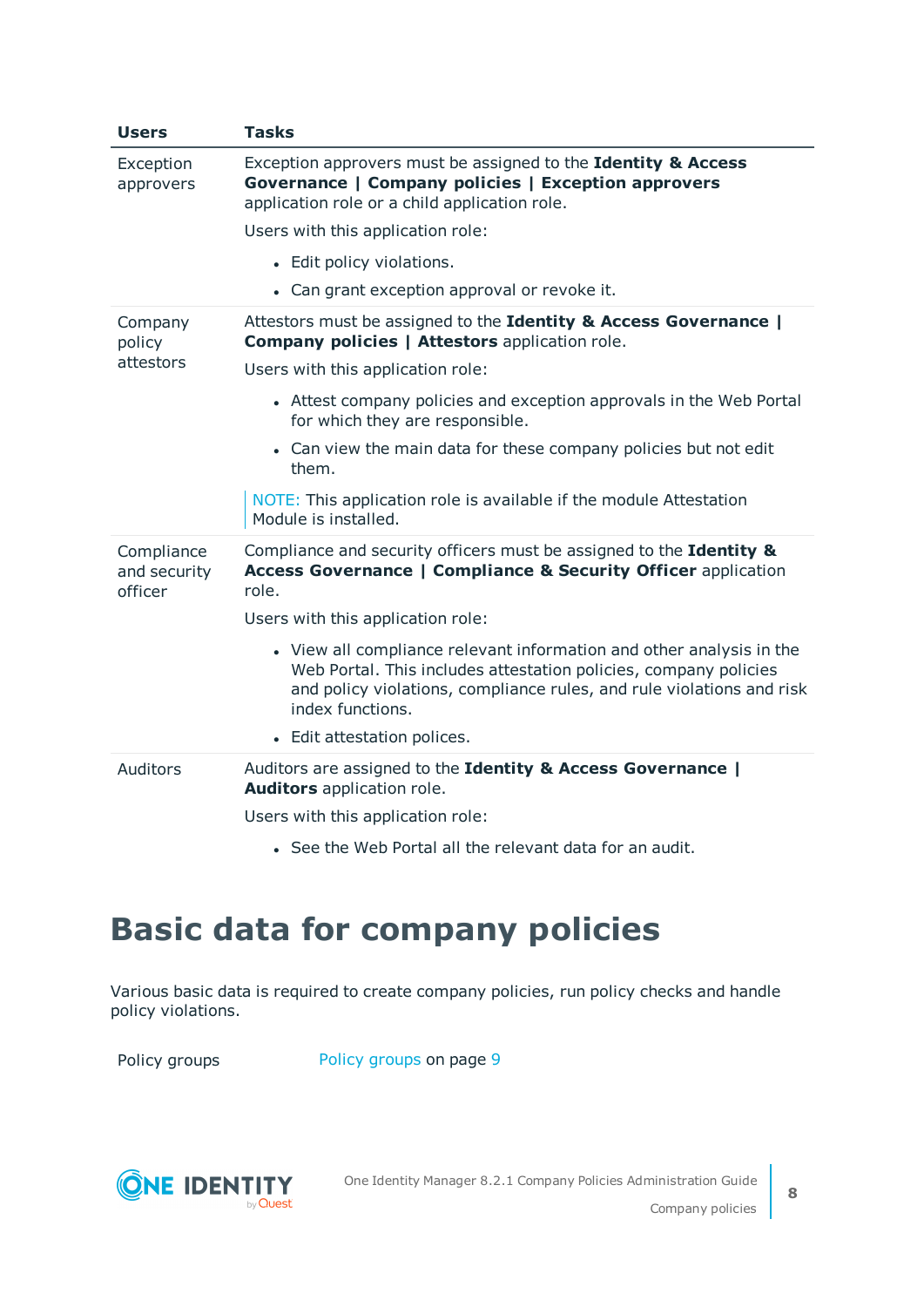| Users | Tasks |
|---|---|
| Exception approvers | Exception approvers must be assigned to the **Identity & Access Governance \| Company policies \| Exception approvers** application role or a child application role.<br><br>Users with this application role:<br><br>- Edit policy violations.<br>- Can grant exception approval or revoke it. |
| Company policy attestors | Attestors must be assigned to the **Identity & Access Governance \| Company policies \| Attestors** application role.<br><br>Users with this application role:<br><br>- Attest company policies and exception approvals in the Web Portal for which they are responsible.<br>- Can view the main data for these company policies but not edit them.<br><br>NOTE: This application role is available if the module Attestation Module is installed. |
| Compliance and security officer | Compliance and security officers must be assigned to the **Identity & Access Governance \| Compliance & Security Officer** application role.<br><br>Users with this application role:<br><br>- View all compliance relevant information and other analysis in the Web Portal. This includes attestation policies, company policies and policy violations, compliance rules, and rule violations and risk index functions.<br>- Edit attestation polices. |
| Auditors | Auditors are assigned to the **Identity & Access Governance \| Auditors** application role.<br><br>Users with this application role:<br><br>- See the Web Portal all the relevant data for an audit. |

# Basic data for company policies

Various basic data is required to create company policies, run policy checks and handle policy violations.

| | |
|---|---|
| Policy groups | Policy groups on page 9 |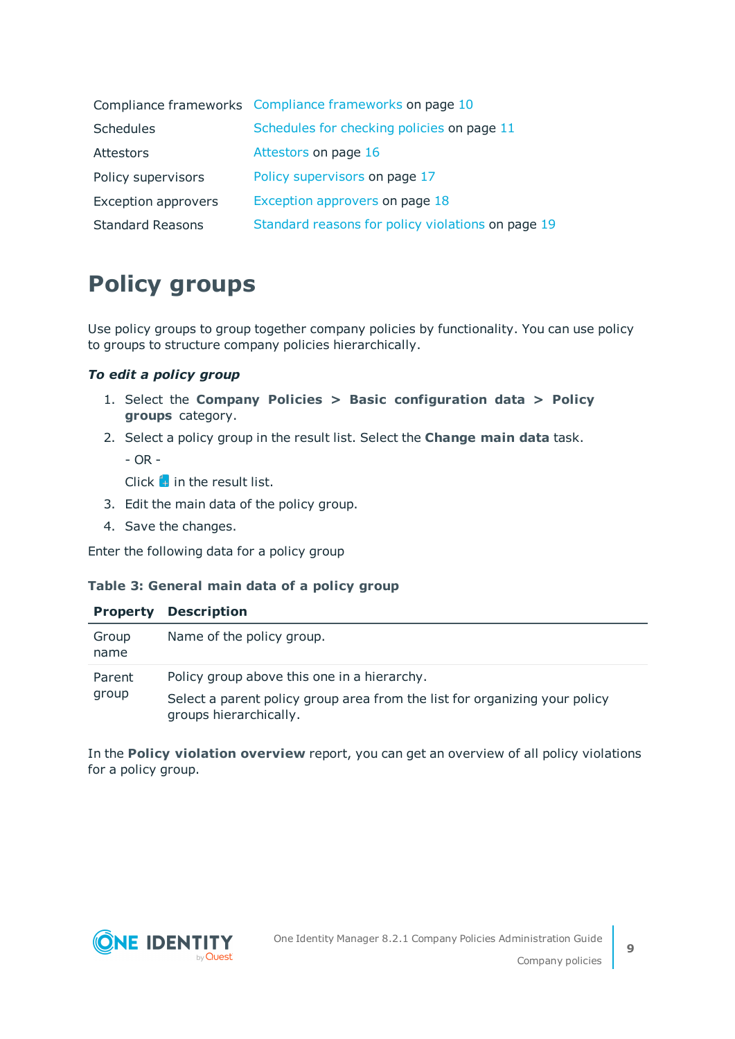| | |
|---|---|
| Compliance frameworks | Compliance frameworks on page 10 |
| Schedules | Schedules for checking policies on page 11 |
| Attestors | Attestors on page 16 |
| Policy supervisors | Policy supervisors on page 17 |
| Exception approvers | Exception approvers on page 18 |
| Standard Reasons | Standard reasons for policy violations on page 19 |

## Policy groups

Use policy groups to group together company policies by functionality. You can use policy to groups to structure company policies hierarchically.

***To edit a policy group***

1. Select the **Company Policies > Basic configuration data > Policy groups** category.
2. Select a policy group in the result list. Select the **Change main data** task.

   - OR -

   Click in the result list.
3. Edit the main data of the policy group.
4. Save the changes.

Enter the following data for a policy group

**Table 3: General main data of a policy group**

| Property | Description |
|---|---|
| Group name | Name of the policy group. |
| Parent group | Policy group above this one in a hierarchy.<br>Select a parent policy group area from the list for organizing your policy groups hierarchically. |

In the **Policy violation overview** report, you can get an overview of all policy violations for a policy group.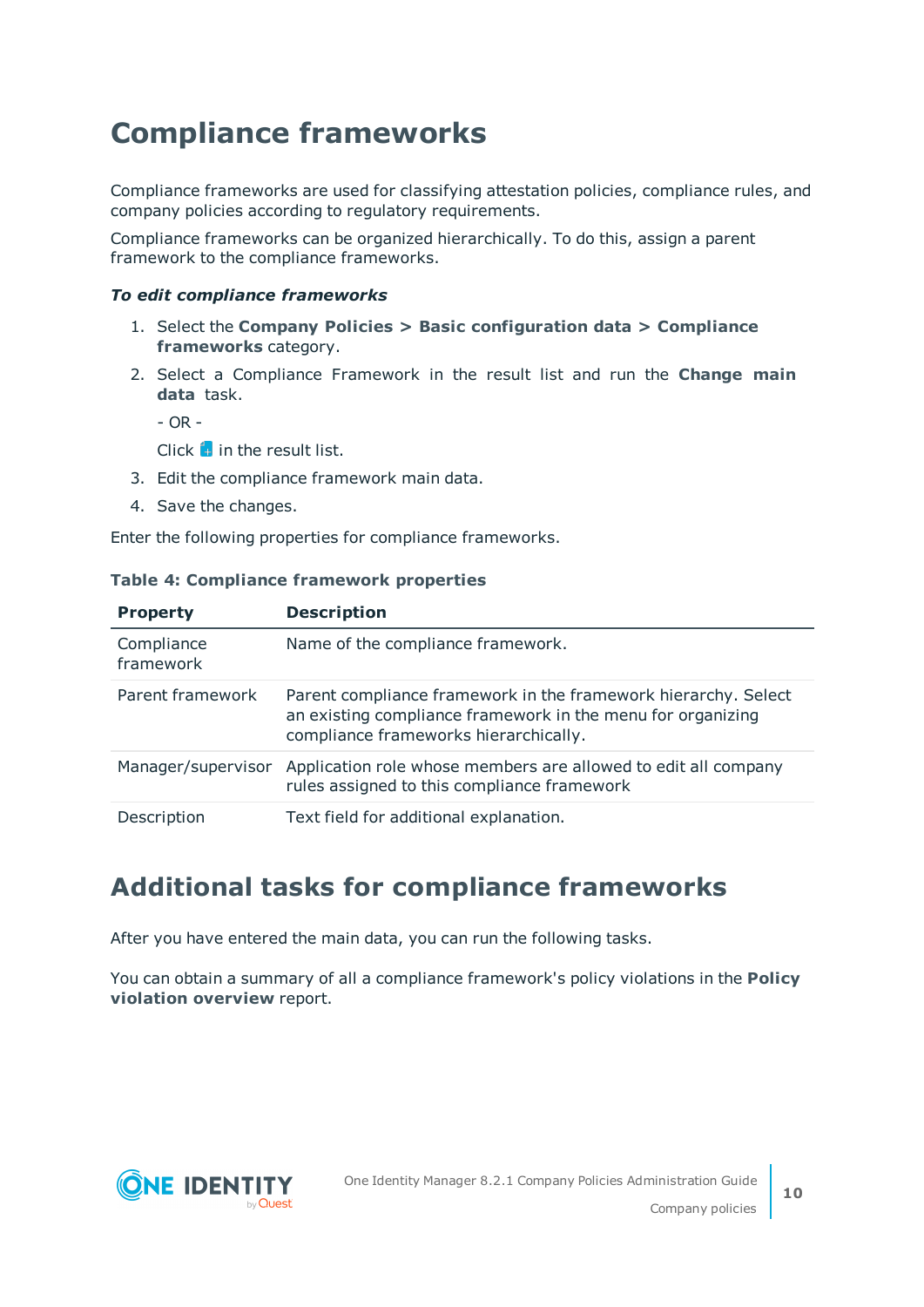# Compliance frameworks

Compliance frameworks are used for classifying attestation policies, compliance rules, and company policies according to regulatory requirements.

Compliance frameworks can be organized hierarchically. To do this, assign a parent framework to the compliance frameworks.

***To edit compliance frameworks***

1. Select the **Company Policies > Basic configuration data > Compliance frameworks** category.
2. Select a Compliance Framework in the result list and run the **Change main data** task.

   - OR -

   Click in the result list.
3. Edit the compliance framework main data.
4. Save the changes.

Enter the following properties for compliance frameworks.

**Table 4: Compliance framework properties**

| Property | Description |
|---|---|
| Compliance framework | Name of the compliance framework. |
| Parent framework | Parent compliance framework in the framework hierarchy. Select an existing compliance framework in the menu for organizing compliance frameworks hierarchically. |
| Manager/supervisor | Application role whose members are allowed to edit all company rules assigned to this compliance framework |
| Description | Text field for additional explanation. |

# Additional tasks for compliance frameworks

After you have entered the main data, you can run the following tasks.

You can obtain a summary of all a compliance framework's policy violations in the **Policy violation overview** report.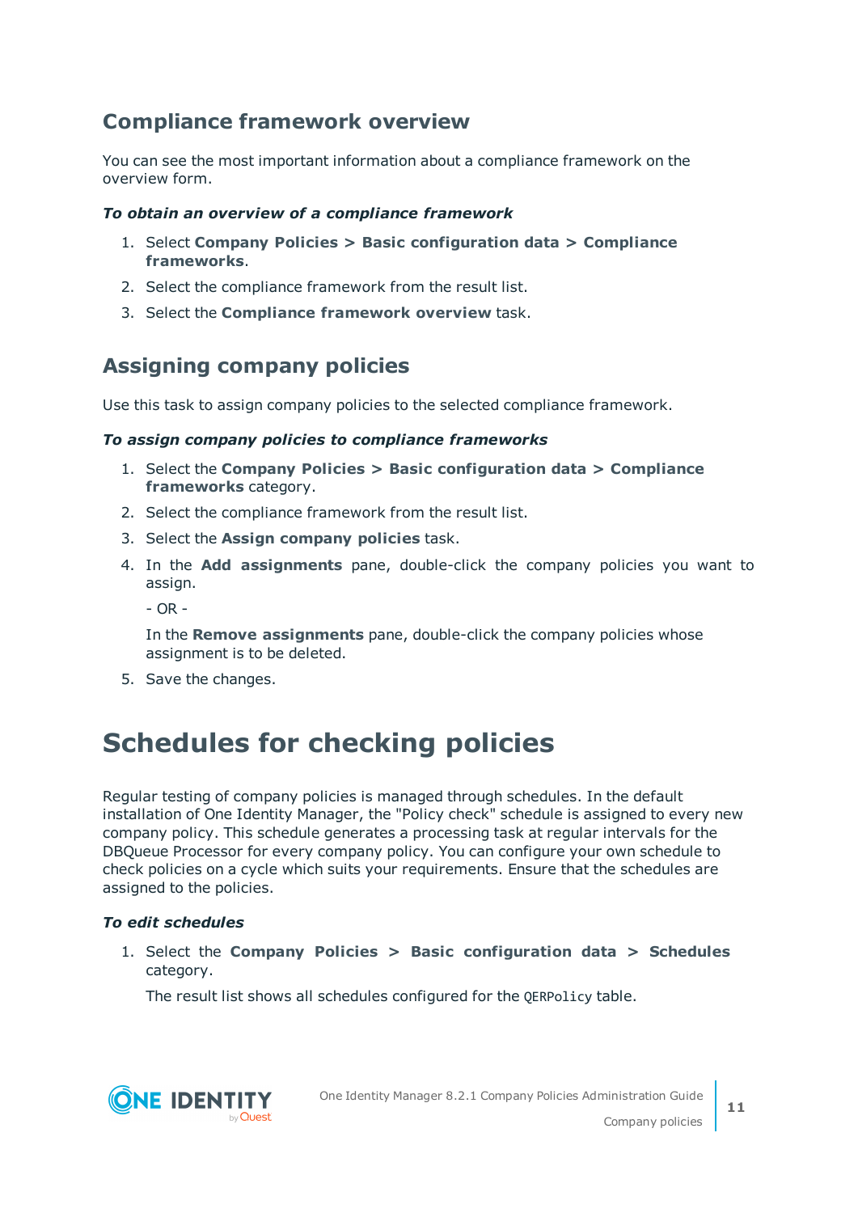## Compliance framework overview

You can see the most important information about a compliance framework on the overview form.

***To obtain an overview of a compliance framework***

1. Select **Company Policies > Basic configuration data > Compliance frameworks**.
2. Select the compliance framework from the result list.
3. Select the **Compliance framework overview** task.

## Assigning company policies

Use this task to assign company policies to the selected compliance framework.

***To assign company policies to compliance frameworks***

1. Select the **Company Policies > Basic configuration data > Compliance frameworks** category.
2. Select the compliance framework from the result list.
3. Select the **Assign company policies** task.
4. In the **Add assignments** pane, double-click the company policies you want to assign.

   - OR -

   In the **Remove assignments** pane, double-click the company policies whose assignment is to be deleted.
5. Save the changes.

# Schedules for checking policies

Regular testing of company policies is managed through schedules. In the default installation of One Identity Manager, the "Policy check" schedule is assigned to every new company policy. This schedule generates a processing task at regular intervals for the DBQueue Processor for every company policy. You can configure your own schedule to check policies on a cycle which suits your requirements. Ensure that the schedules are assigned to the policies.

***To edit schedules***

1. Select the **Company Policies > Basic configuration data > Schedules** category.

   The result list shows all schedules configured for the `QERPolicy` table.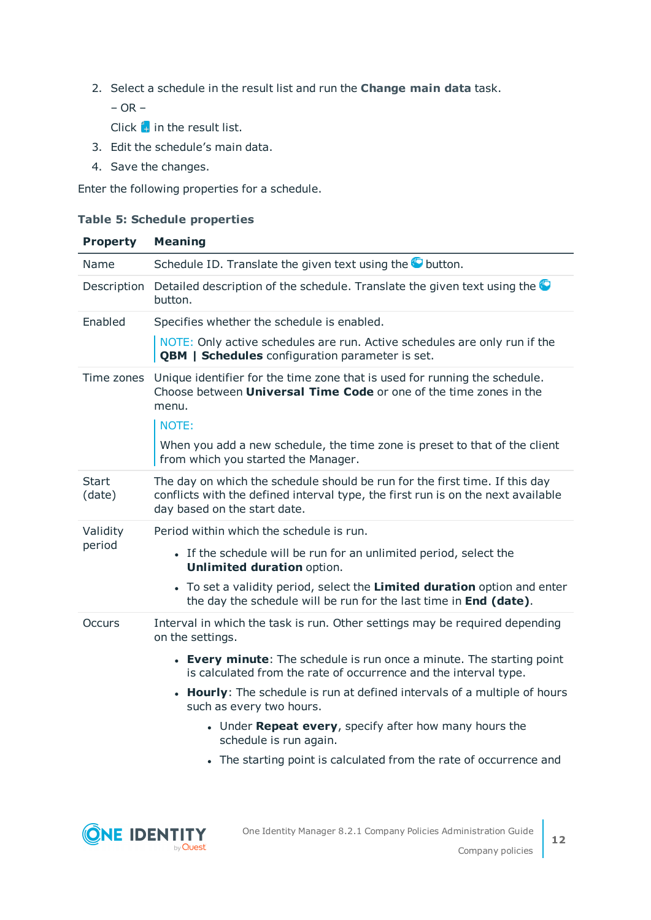2. Select a schedule in the result list and run the **Change main data** task.

   – OR –

   Click  in the result list.

3. Edit the schedule's main data.
4. Save the changes.

Enter the following properties for a schedule.

**Table 5: Schedule properties**

| Property | Meaning |
|---|---|
| Name | Schedule ID. Translate the given text using the  button. |
| Description | Detailed description of the schedule. Translate the given text using the  button. |
| Enabled | Specifies whether the schedule is enabled.<br><br>NOTE: Only active schedules are run. Active schedules are only run if the **QBM \| Schedules** configuration parameter is set. |
| Time zones | Unique identifier for the time zone that is used for running the schedule. Choose between **Universal Time Code** or one of the time zones in the menu.<br><br>NOTE:<br><br>When you add a new schedule, the time zone is preset to that of the client from which you started the Manager. |
| Start (date) | The day on which the schedule should be run for the first time. If this day conflicts with the defined interval type, the first run is on the next available day based on the start date. |
| Validity period | Period within which the schedule is run.<br><br>• If the schedule will be run for an unlimited period, select the **Unlimited duration** option.<br><br>• To set a validity period, select the **Limited duration** option and enter the day the schedule will be run for the last time in **End (date)**. |
| Occurs | Interval in which the task is run. Other settings may be required depending on the settings.<br><br>• **Every minute**: The schedule is run once a minute. The starting point is calculated from the rate of occurrence and the interval type.<br><br>• **Hourly**: The schedule is run at defined intervals of a multiple of hours such as every two hours.<br><br>  ◦ Under **Repeat every**, specify after how many hours the schedule is run again.<br><br>  ◦ The starting point is calculated from the rate of occurrence and |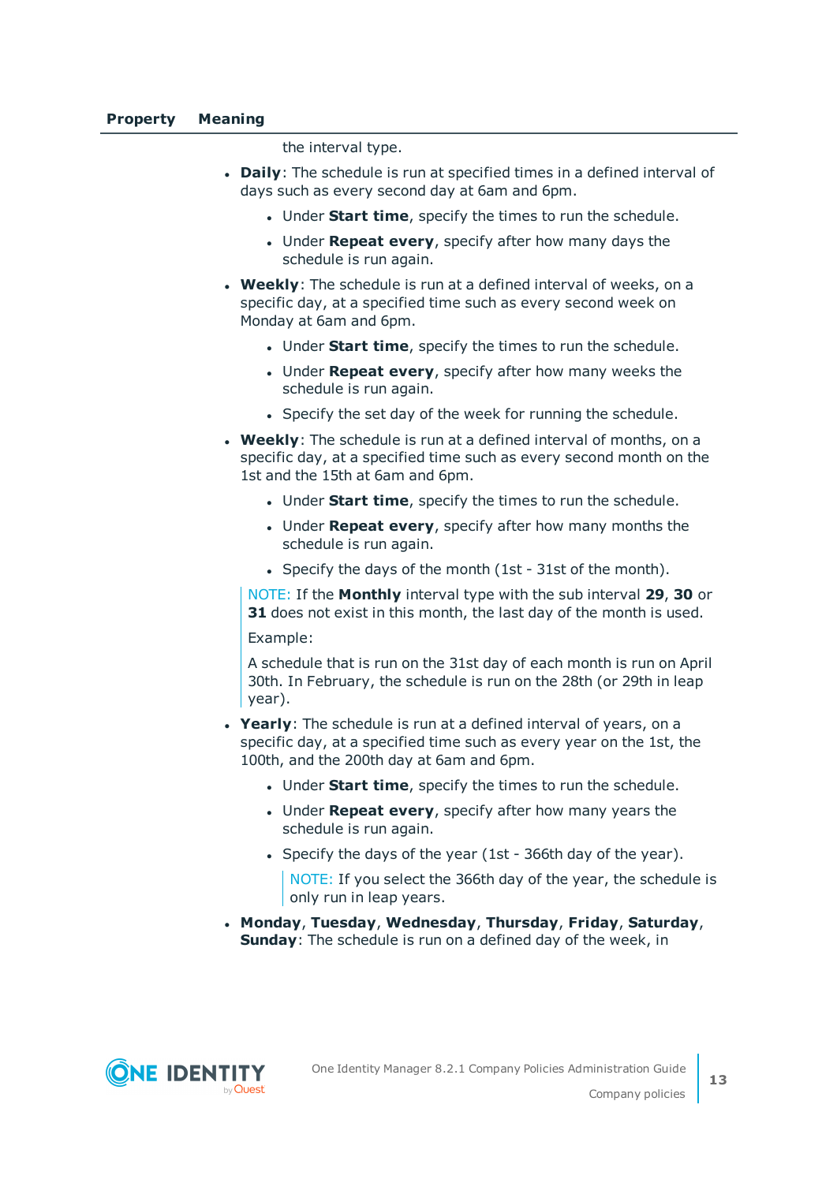| Property | Meaning |
|---|---|
| | the interval type.<br><br>- **Daily**: The schedule is run at specified times in a defined interval of days such as every second day at 6am and 6pm.<br>  - Under **Start time**, specify the times to run the schedule.<br>  - Under **Repeat every**, specify after how many days the schedule is run again.<br>- **Weekly**: The schedule is run at a defined interval of weeks, on a specific day, at a specified time such as every second week on Monday at 6am and 6pm.<br>  - Under **Start time**, specify the times to run the schedule.<br>  - Under **Repeat every**, specify after how many weeks the schedule is run again.<br>  - Specify the set day of the week for running the schedule.<br>- **Weekly**: The schedule is run at a defined interval of months, on a specific day, at a specified time such as every second month on the 1st and the 15th at 6am and 6pm.<br>  - Under **Start time**, specify the times to run the schedule.<br>  - Under **Repeat every**, specify after how many months the schedule is run again.<br>  - Specify the days of the month (1st - 31st of the month).<br><br>  NOTE: If the **Monthly** interval type with the sub interval **29**, **30** or **31** does not exist in this month, the last day of the month is used.<br><br>  Example:<br><br>  A schedule that is run on the 31st day of each month is run on April 30th. In February, the schedule is run on the 28th (or 29th in leap year).<br>- **Yearly**: The schedule is run at a defined interval of years, on a specific day, at a specified time such as every year on the 1st, the 100th, and the 200th day at 6am and 6pm.<br>  - Under **Start time**, specify the times to run the schedule.<br>  - Under **Repeat every**, specify after how many years the schedule is run again.<br>  - Specify the days of the year (1st - 366th day of the year).<br><br>    NOTE: If you select the 366th day of the year, the schedule is only run in leap years.<br>- **Monday**, **Tuesday**, **Wednesday**, **Thursday**, **Friday**, **Saturday**, **Sunday**: The schedule is run on a defined day of the week, in |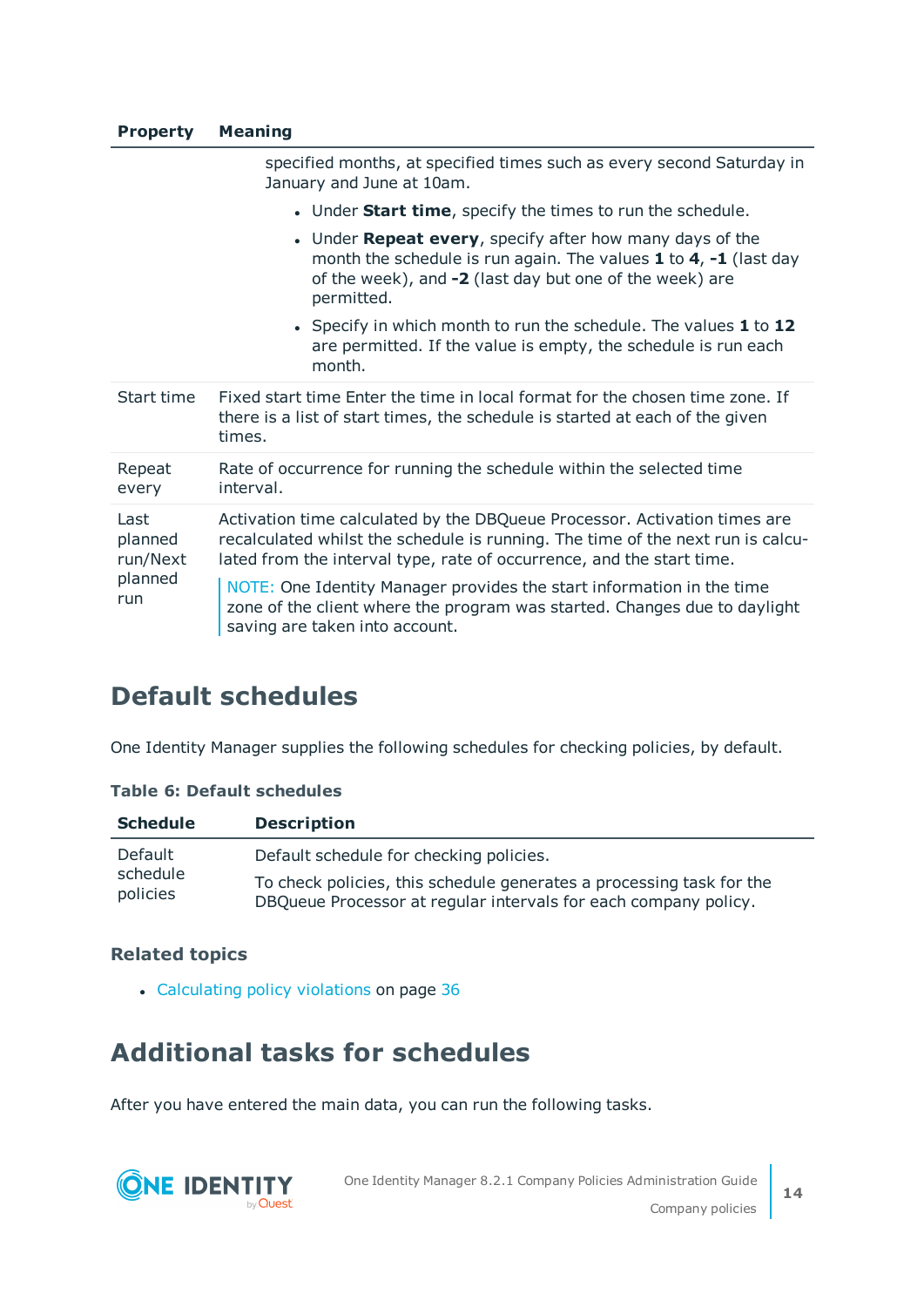| Property | Meaning |
| --- | --- |
| | specified months, at specified times such as every second Saturday in January and June at 10am.<br>• Under **Start time**, specify the times to run the schedule.<br>• Under **Repeat every**, specify after how many days of the month the schedule is run again. The values **1** to **4**, **-1** (last day of the week), and **-2** (last day but one of the week) are permitted.<br>• Specify in which month to run the schedule. The values **1** to **12** are permitted. If the value is empty, the schedule is run each month. |
| Start time | Fixed start time Enter the time in local format for the chosen time zone. If there is a list of start times, the schedule is started at each of the given times. |
| Repeat every | Rate of occurrence for running the schedule within the selected time interval. |
| Last planned run/Next planned run | Activation time calculated by the DBQueue Processor. Activation times are recalculated whilst the schedule is running. The time of the next run is calculated from the interval type, rate of occurrence, and the start time.<br>NOTE: One Identity Manager provides the start information in the time zone of the client where the program was started. Changes due to daylight saving are taken into account. |

## Default schedules

One Identity Manager supplies the following schedules for checking policies, by default.

**Table 6: Default schedules**

| Schedule | Description |
| --- | --- |
| Default schedule policies | Default schedule for checking policies.<br>To check policies, this schedule generates a processing task for the DBQueue Processor at regular intervals for each company policy. |

### Related topics

- Calculating policy violations on page 36

## Additional tasks for schedules

After you have entered the main data, you can run the following tasks.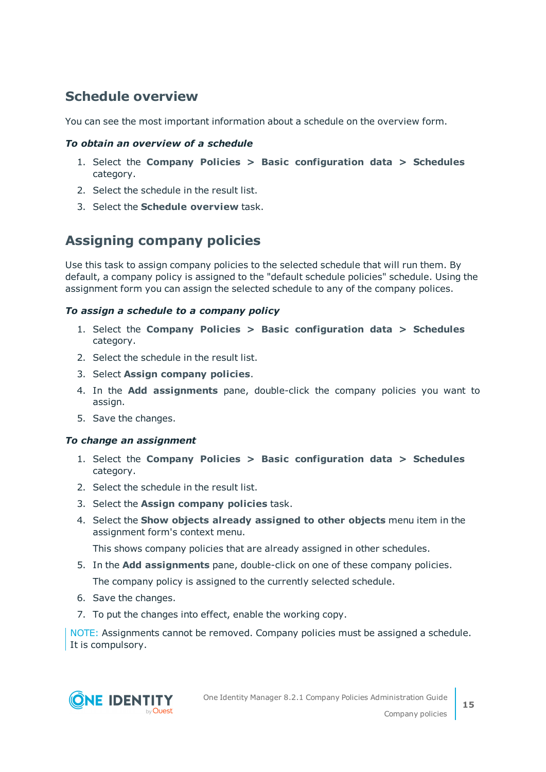## Schedule overview

You can see the most important information about a schedule on the overview form.

***To obtain an overview of a schedule***

1. Select the **Company Policies > Basic configuration data > Schedules** category.
2. Select the schedule in the result list.
3. Select the **Schedule overview** task.

## Assigning company policies

Use this task to assign company policies to the selected schedule that will run them. By default, a company policy is assigned to the "default schedule policies" schedule. Using the assignment form you can assign the selected schedule to any of the company polices.

***To assign a schedule to a company policy***

1. Select the **Company Policies > Basic configuration data > Schedules** category.
2. Select the schedule in the result list.
3. Select **Assign company policies**.
4. In the **Add assignments** pane, double-click the company policies you want to assign.
5. Save the changes.

***To change an assignment***

1. Select the **Company Policies > Basic configuration data > Schedules** category.
2. Select the schedule in the result list.
3. Select the **Assign company policies** task.
4. Select the **Show objects already assigned to other objects** menu item in the assignment form's context menu.

   This shows company policies that are already assigned in other schedules.
5. In the **Add assignments** pane, double-click on one of these company policies.

   The company policy is assigned to the currently selected schedule.
6. Save the changes.
7. To put the changes into effect, enable the working copy.

NOTE: Assignments cannot be removed. Company policies must be assigned a schedule. It is compulsory.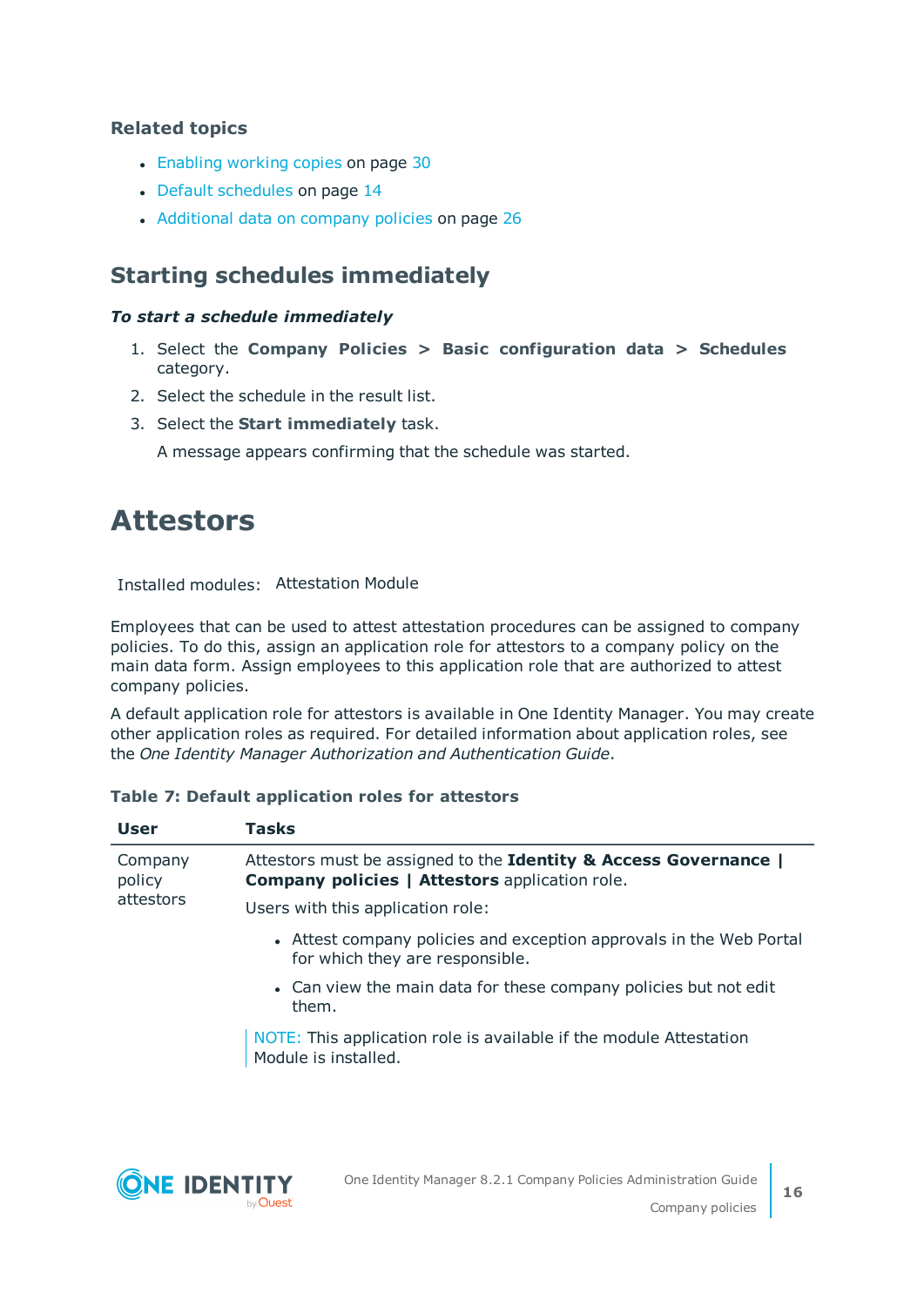### Related topics

- Enabling working copies on page 30
- Default schedules on page 14
- Additional data on company policies on page 26

## Starting schedules immediately

***To start a schedule immediately***

1. Select the **Company Policies > Basic configuration data > Schedules** category.
2. Select the schedule in the result list.
3. Select the **Start immediately** task.

   A message appears confirming that the schedule was started.

# Attestors

Installed modules: Attestation Module

Employees that can be used to attest attestation procedures can be assigned to company policies. To do this, assign an application role for attestors to a company policy on the main data form. Assign employees to this application role that are authorized to attest company policies.

A default application role for attestors is available in One Identity Manager. You may create other application roles as required. For detailed information about application roles, see the *One Identity Manager Authorization and Authentication Guide*.

**Table 7: Default application roles for attestors**

| User | Tasks |
|---|---|
| Company policy attestors | Attestors must be assigned to the **Identity & Access Governance \| Company policies \| Attestors** application role.<br><br>Users with this application role:<br><br>- Attest company policies and exception approvals in the Web Portal for which they are responsible.<br>- Can view the main data for these company policies but not edit them.<br><br>NOTE: This application role is available if the module Attestation Module is installed. |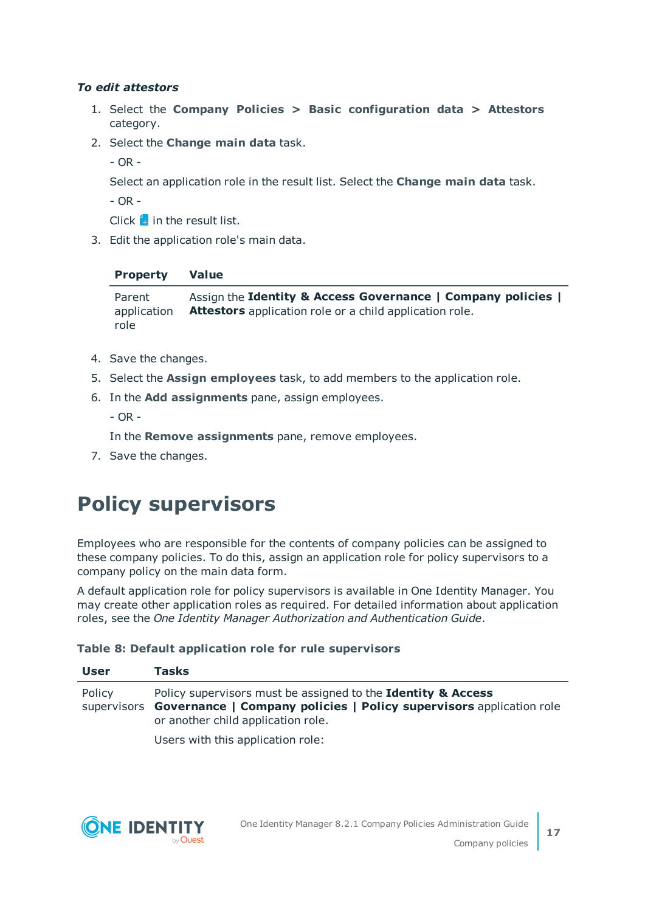*To edit attestors*

1. Select the **Company Policies > Basic configuration data > Attestors** category.
2. Select the **Change main data** task.

   - OR -

   Select an application role in the result list. Select the **Change main data** task.

   - OR -

   Click  in the result list.
3. Edit the application role's main data.

| Property | Value |
|---|---|
| Parent application role | Assign the **Identity & Access Governance \| Company policies \| Attestors** application role or a child application role. |

4. Save the changes.
5. Select the **Assign employees** task, to add members to the application role.
6. In the **Add assignments** pane, assign employees.

   - OR -

   In the **Remove assignments** pane, remove employees.
7. Save the changes.

# Policy supervisors

Employees who are responsible for the contents of company policies can be assigned to these company policies. To do this, assign an application role for policy supervisors to a company policy on the main data form.

A default application role for policy supervisors is available in One Identity Manager. You may create other application roles as required. For detailed information about application roles, see the *One Identity Manager Authorization and Authentication Guide*.

**Table 8: Default application role for rule supervisors**

| User | Tasks |
|---|---|
| Policy supervisors | Policy supervisors must be assigned to the **Identity & Access Governance \| Company policies \| Policy supervisors** application role or another child application role.<br><br>Users with this application role: |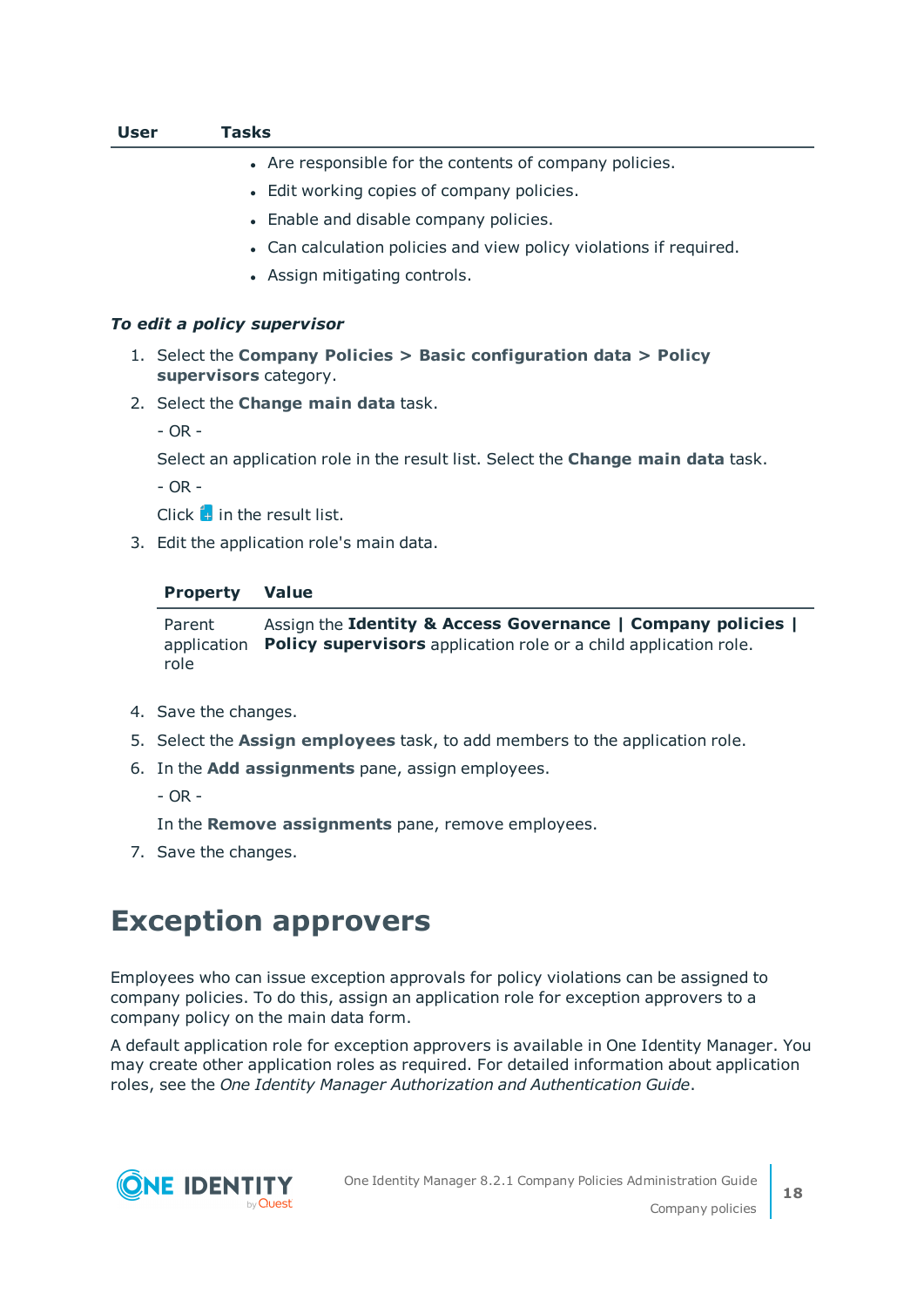| User | Tasks |
|---|---|
| | <ul><li>Are responsible for the contents of company policies.</li><li>Edit working copies of company policies.</li><li>Enable and disable company policies.</li><li>Can calculation policies and view policy violations if required.</li><li>Assign mitigating controls.</li></ul> |

***To edit a policy supervisor***

1. Select the **Company Policies > Basic configuration data > Policy supervisors** category.
2. Select the **Change main data** task.

   - OR -

   Select an application role in the result list. Select the **Change main data** task.

   - OR -

   Click in the result list.
3. Edit the application role's main data.

   | Property | Value |
   |---|---|
   | Parent application role | Assign the **Identity & Access Governance \| Company policies \| Policy supervisors** application role or a child application role. |

4. Save the changes.
5. Select the **Assign employees** task, to add members to the application role.
6. In the **Add assignments** pane, assign employees.

   - OR -

   In the **Remove assignments** pane, remove employees.
7. Save the changes.

# Exception approvers

Employees who can issue exception approvals for policy violations can be assigned to company policies. To do this, assign an application role for exception approvers to a company policy on the main data form.

A default application role for exception approvers is available in One Identity Manager. You may create other application roles as required. For detailed information about application roles, see the *One Identity Manager Authorization and Authentication Guide*.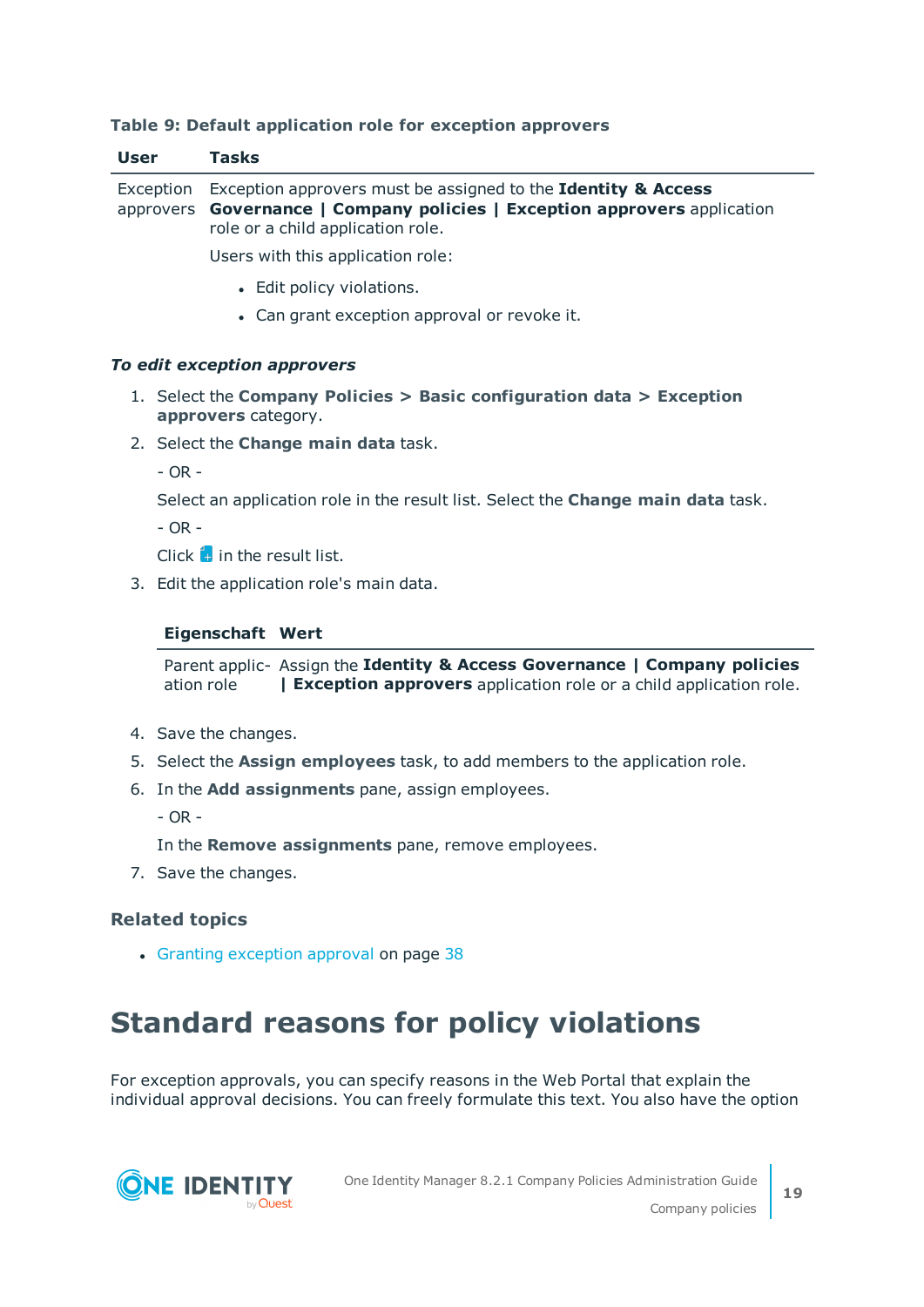**Table 9: Default application role for exception approvers**

| User | Tasks |
|---|---|
| Exception approvers | Exception approvers must be assigned to the **Identity & Access Governance \| Company policies \| Exception approvers** application role or a child application role.<br><br>Users with this application role:<br><br>• Edit policy violations.<br>• Can grant exception approval or revoke it. |

***To edit exception approvers***

1. Select the **Company Policies > Basic configuration data > Exception approvers** category.
2. Select the **Change main data** task.

   - OR -

   Select an application role in the result list. Select the **Change main data** task.

   - OR -

   Click in the result list.
3. Edit the application role's main data.

   | Eigenschaft | Wert |
   |---|---|
   | Parent application role | Assign the **Identity & Access Governance \| Company policies \| Exception approvers** application role or a child application role. |

4. Save the changes.
5. Select the **Assign employees** task, to add members to the application role.
6. In the **Add assignments** pane, assign employees.

   - OR -

   In the **Remove assignments** pane, remove employees.
7. Save the changes.

### Related topics

- Granting exception approval on page 38

# Standard reasons for policy violations

For exception approvals, you can specify reasons in the Web Portal that explain the individual approval decisions. You can freely formulate this text. You also have the option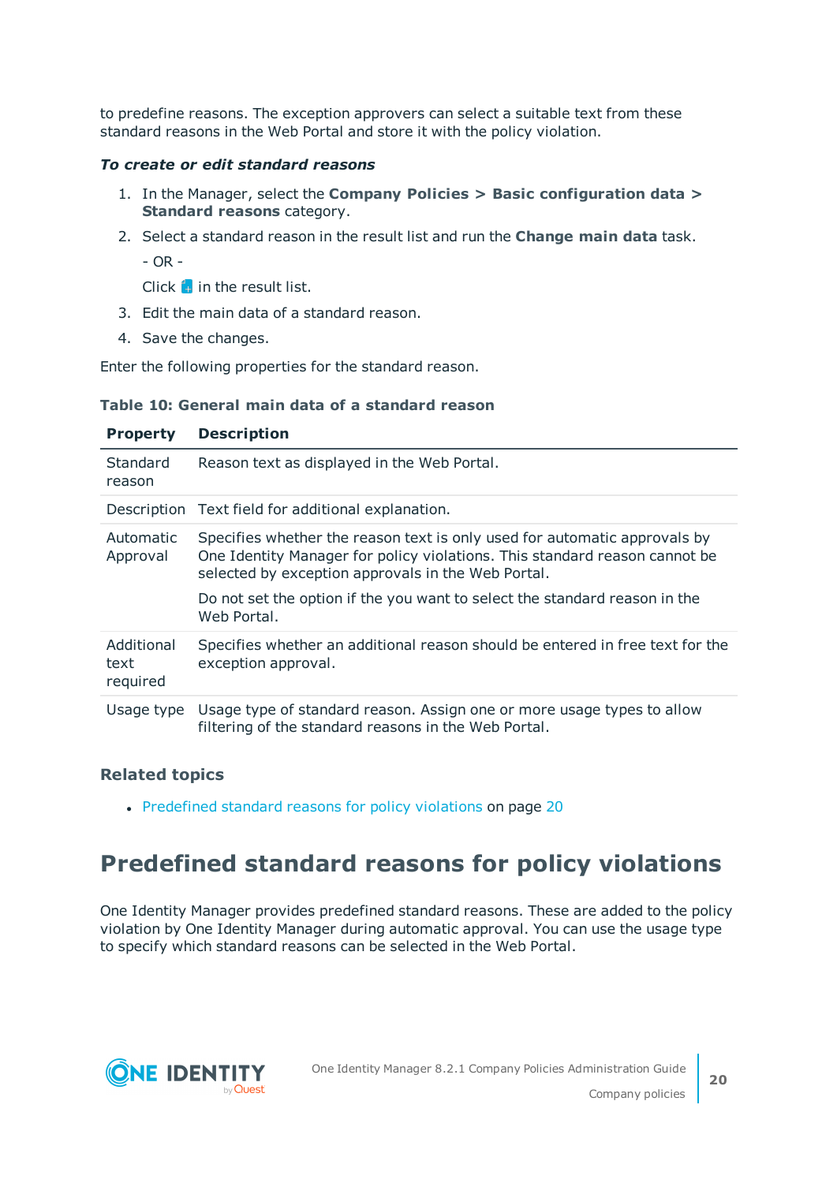to predefine reasons. The exception approvers can select a suitable text from these standard reasons in the Web Portal and store it with the policy violation.

***To create or edit standard reasons***

1. In the Manager, select the **Company Policies > Basic configuration data > Standard reasons** category.
2. Select a standard reason in the result list and run the **Change main data** task.

   - OR -

   Click  in the result list.
3. Edit the main data of a standard reason.
4. Save the changes.

Enter the following properties for the standard reason.

**Table 10: General main data of a standard reason**

| Property | Description |
| --- | --- |
| Standard reason | Reason text as displayed in the Web Portal. |
| Description | Text field for additional explanation. |
| Automatic Approval | Specifies whether the reason text is only used for automatic approvals by One Identity Manager for policy violations. This standard reason cannot be selected by exception approvals in the Web Portal.<br><br>Do not set the option if the you want to select the standard reason in the Web Portal. |
| Additional text required | Specifies whether an additional reason should be entered in free text for the exception approval. |
| Usage type | Usage type of standard reason. Assign one or more usage types to allow filtering of the standard reasons in the Web Portal. |

### Related topics

- Predefined standard reasons for policy violations on page 20

# Predefined standard reasons for policy violations

One Identity Manager provides predefined standard reasons. These are added to the policy violation by One Identity Manager during automatic approval. You can use the usage type to specify which standard reasons can be selected in the Web Portal.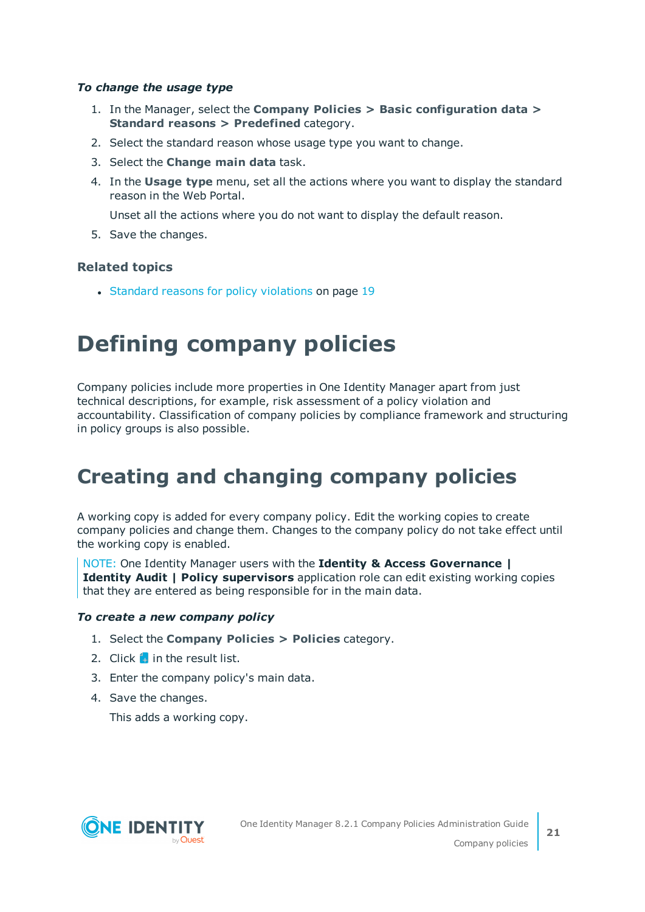***To change the usage type***

1. In the Manager, select the **Company Policies > Basic configuration data > Standard reasons > Predefined** category.
2. Select the standard reason whose usage type you want to change.
3. Select the **Change main data** task.
4. In the **Usage type** menu, set all the actions where you want to display the standard reason in the Web Portal.

   Unset all the actions where you do not want to display the default reason.
5. Save the changes.

### Related topics

- Standard reasons for policy violations on page 19

# Defining company policies

Company policies include more properties in One Identity Manager apart from just technical descriptions, for example, risk assessment of a policy violation and accountability. Classification of company policies by compliance framework and structuring in policy groups is also possible.

## Creating and changing company policies

A working copy is added for every company policy. Edit the working copies to create company policies and change them. Changes to the company policy do not take effect until the working copy is enabled.

> NOTE: One Identity Manager users with the **Identity & Access Governance | Identity Audit | Policy supervisors** application role can edit existing working copies that they are entered as being responsible for in the main data.

***To create a new company policy***

1. Select the **Company Policies > Policies** category.
2. Click  in the result list.
3. Enter the company policy's main data.
4. Save the changes.

   This adds a working copy.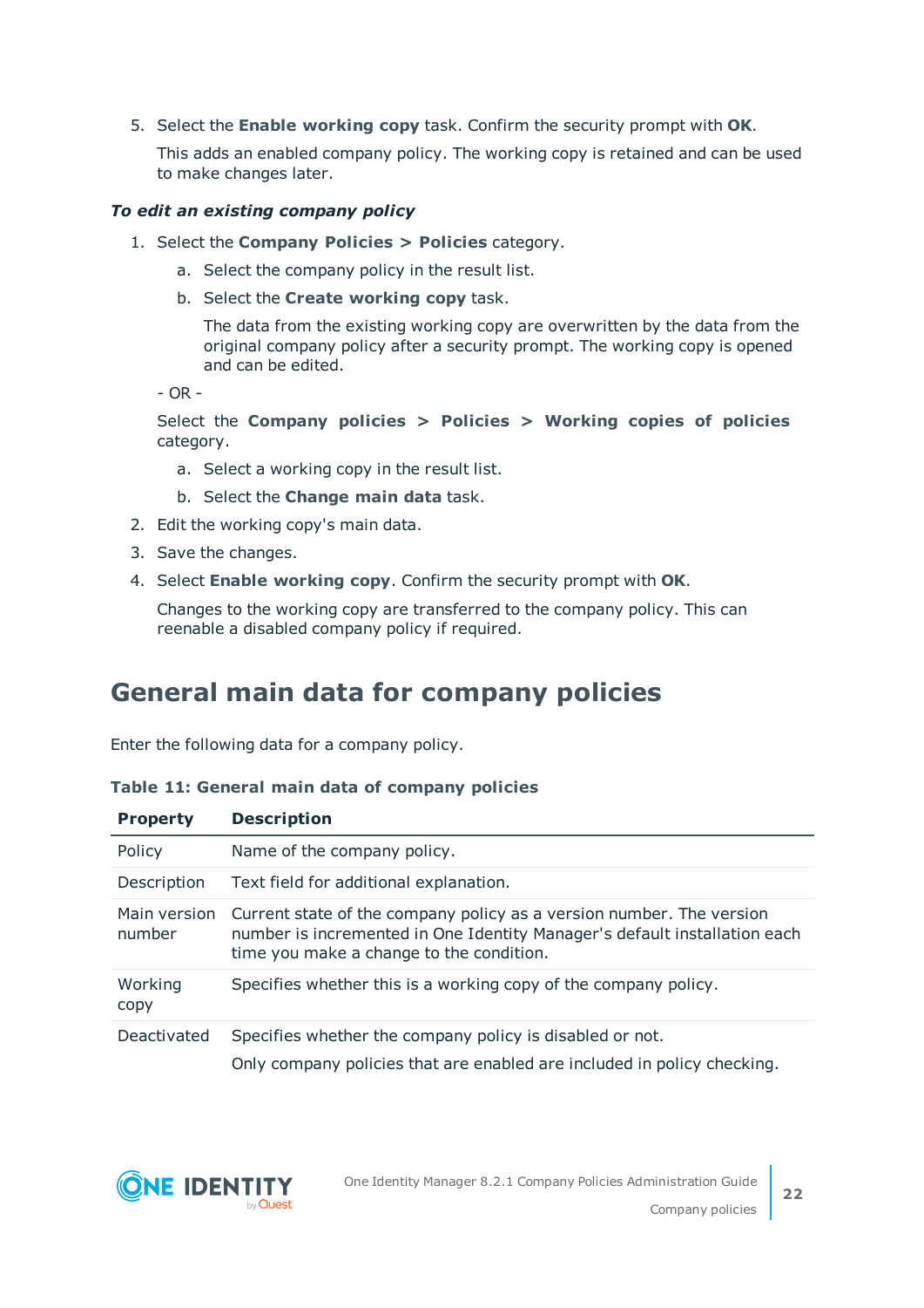5. Select the **Enable working copy** task. Confirm the security prompt with **OK**.

   This adds an enabled company policy. The working copy is retained and can be used to make changes later.

***To edit an existing company policy***

1. Select the **Company Policies > Policies** category.
   a. Select the company policy in the result list.
   b. Select the **Create working copy** task.

      The data from the existing working copy are overwritten by the data from the original company policy after a security prompt. The working copy is opened and can be edited.

   - OR -

   Select the **Company policies > Policies > Working copies of policies** category.

   a. Select a working copy in the result list.
   b. Select the **Change main data** task.
2. Edit the working copy's main data.
3. Save the changes.
4. Select **Enable working copy**. Confirm the security prompt with **OK**.

   Changes to the working copy are transferred to the company policy. This can reenable a disabled company policy if required.

## General main data for company policies

Enter the following data for a company policy.

**Table 11: General main data of company policies**

| Property | Description |
|---|---|
| Policy | Name of the company policy. |
| Description | Text field for additional explanation. |
| Main version number | Current state of the company policy as a version number. The version number is incremented in One Identity Manager's default installation each time you make a change to the condition. |
| Working copy | Specifies whether this is a working copy of the company policy. |
| Deactivated | Specifies whether the company policy is disabled or not.<br>Only company policies that are enabled are included in policy checking. |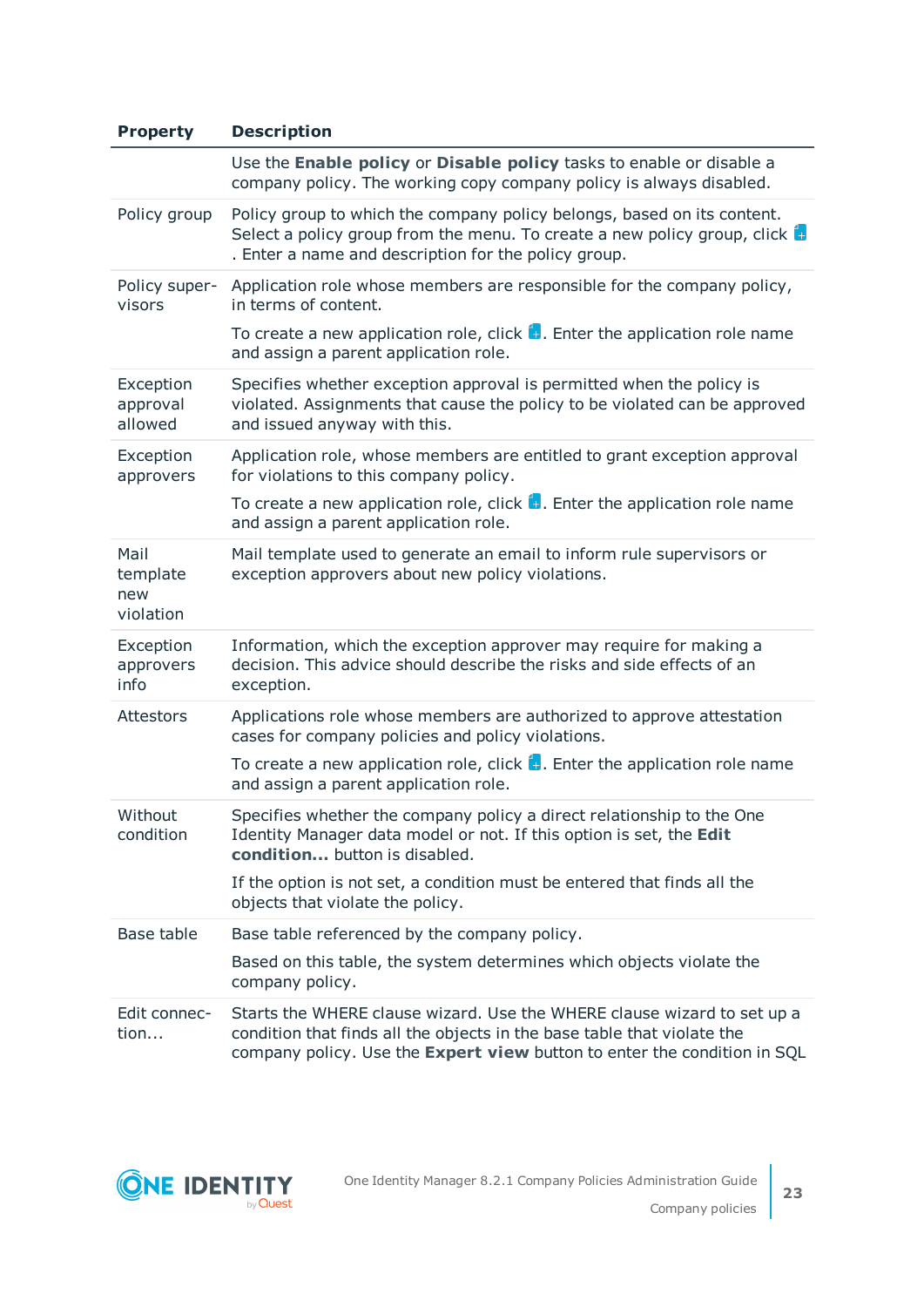| Property | Description |
|---|---|
| | Use the **Enable policy** or **Disable policy** tasks to enable or disable a company policy. The working copy company policy is always disabled. |
| Policy group | Policy group to which the company policy belongs, based on its content. Select a policy group from the menu. To create a new policy group, click . Enter a name and description for the policy group. |
| Policy supervisors | Application role whose members are responsible for the company policy, in terms of content.<br><br>To create a new application role, click . Enter the application role name and assign a parent application role. |
| Exception approval allowed | Specifies whether exception approval is permitted when the policy is violated. Assignments that cause the policy to be violated can be approved and issued anyway with this. |
| Exception approvers | Application role, whose members are entitled to grant exception approval for violations to this company policy.<br><br>To create a new application role, click . Enter the application role name and assign a parent application role. |
| Mail template new violation | Mail template used to generate an email to inform rule supervisors or exception approvers about new policy violations. |
| Exception approvers info | Information, which the exception approver may require for making a decision. This advice should describe the risks and side effects of an exception. |
| Attestors | Applications role whose members are authorized to approve attestation cases for company policies and policy violations.<br><br>To create a new application role, click . Enter the application role name and assign a parent application role. |
| Without condition | Specifies whether the company policy a direct relationship to the One Identity Manager data model or not. If this option is set, the **Edit condition...** button is disabled.<br><br>If the option is not set, a condition must be entered that finds all the objects that violate the policy. |
| Base table | Base table referenced by the company policy.<br><br>Based on this table, the system determines which objects violate the company policy. |
| Edit connection... | Starts the WHERE clause wizard. Use the WHERE clause wizard to set up a condition that finds all the objects in the base table that violate the company policy. Use the **Expert view** button to enter the condition in SQL |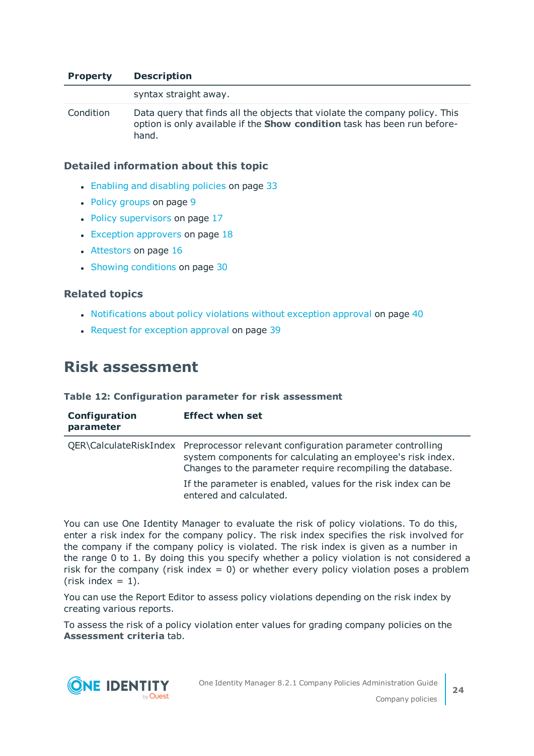| Property | Description |
|---|---|
| | syntax straight away. |
| Condition | Data query that finds all the objects that violate the company policy. This option is only available if the **Show condition** task has been run beforehand. |

### Detailed information about this topic

- Enabling and disabling policies on page 33
- Policy groups on page 9
- Policy supervisors on page 17
- Exception approvers on page 18
- Attestors on page 16
- Showing conditions on page 30

### Related topics

- Notifications about policy violations without exception approval on page 40
- Request for exception approval on page 39

## Risk assessment

**Table 12: Configuration parameter for risk assessment**

| Configuration parameter | Effect when set |
|---|---|
| QER\CalculateRiskIndex | Preprocessor relevant configuration parameter controlling system components for calculating an employee's risk index. Changes to the parameter require recompiling the database.<br><br>If the parameter is enabled, values for the risk index can be entered and calculated. |

You can use One Identity Manager to evaluate the risk of policy violations. To do this, enter a risk index for the company policy. The risk index specifies the risk involved for the company if the company policy is violated. The risk index is given as a number in the range 0 to 1. By doing this you specify whether a policy violation is not considered a risk for the company (risk index = 0) or whether every policy violation poses a problem (risk index = 1).

You can use the Report Editor to assess policy violations depending on the risk index by creating various reports.

To assess the risk of a policy violation enter values for grading company policies on the **Assessment criteria** tab.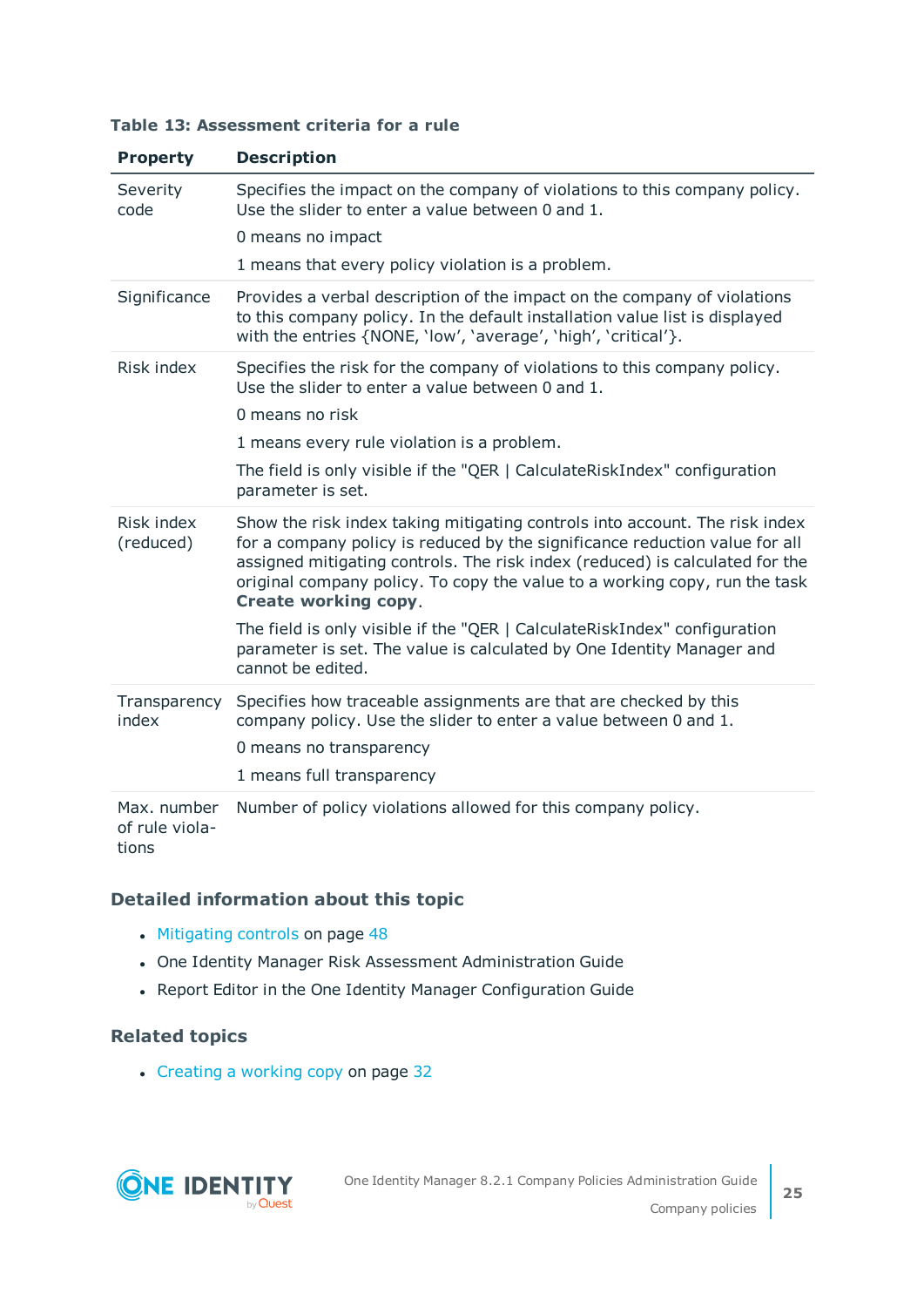**Table 13: Assessment criteria for a rule**

| Property | Description |
|---|---|
| Severity code | Specifies the impact on the company of violations to this company policy. Use the slider to enter a value between 0 and 1.<br><br>0 means no impact<br><br>1 means that every policy violation is a problem. |
| Significance | Provides a verbal description of the impact on the company of violations to this company policy. In the default installation value list is displayed with the entries {NONE, 'low', 'average', 'high', 'critical'}. |
| Risk index | Specifies the risk for the company of violations to this company policy. Use the slider to enter a value between 0 and 1.<br><br>0 means no risk<br><br>1 means every rule violation is a problem.<br><br>The field is only visible if the "QER \| CalculateRiskIndex" configuration parameter is set. |
| Risk index (reduced) | Show the risk index taking mitigating controls into account. The risk index for a company policy is reduced by the significance reduction value for all assigned mitigating controls. The risk index (reduced) is calculated for the original company policy. To copy the value to a working copy, run the task **Create working copy**.<br><br>The field is only visible if the "QER \| CalculateRiskIndex" configuration parameter is set. The value is calculated by One Identity Manager and cannot be edited. |
| Transparency index | Specifies how traceable assignments are that are checked by this company policy. Use the slider to enter a value between 0 and 1.<br><br>0 means no transparency<br><br>1 means full transparency |
| Max. number of rule violations | Number of policy violations allowed for this company policy. |

### Detailed information about this topic

- Mitigating controls on page 48
- One Identity Manager Risk Assessment Administration Guide
- Report Editor in the One Identity Manager Configuration Guide

### Related topics

- Creating a working copy on page 32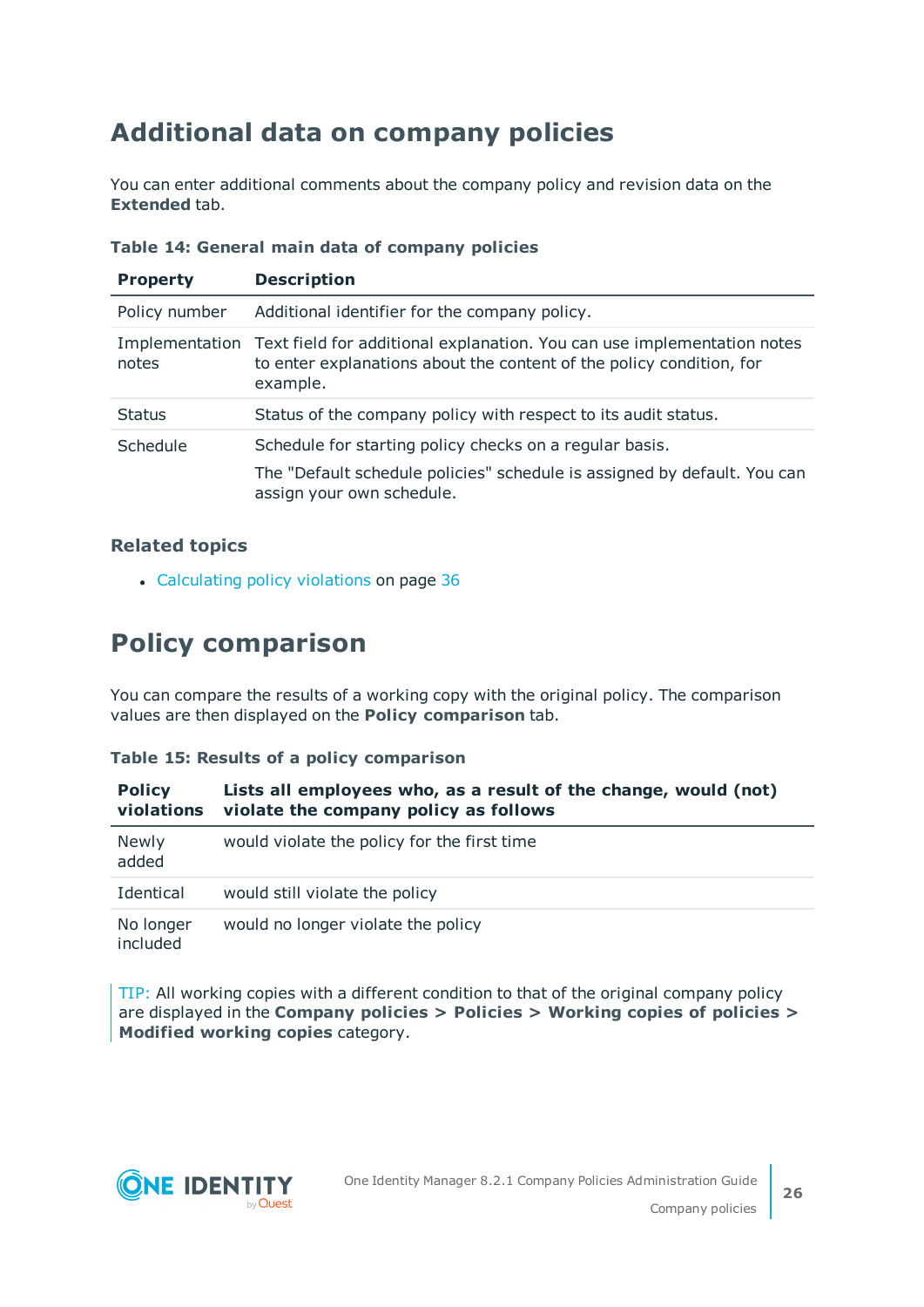## Additional data on company policies

You can enter additional comments about the company policy and revision data on the **Extended** tab.

**Table 14: General main data of company policies**

| Property | Description |
|---|---|
| Policy number | Additional identifier for the company policy. |
| Implementation notes | Text field for additional explanation. You can use implementation notes to enter explanations about the content of the policy condition, for example. |
| Status | Status of the company policy with respect to its audit status. |
| Schedule | Schedule for starting policy checks on a regular basis.<br><br>The "Default schedule policies" schedule is assigned by default. You can assign your own schedule. |

### Related topics

- Calculating policy violations on page 36

## Policy comparison

You can compare the results of a working copy with the original policy. The comparison values are then displayed on the **Policy comparison** tab.

**Table 15: Results of a policy comparison**

| Policy violations | Lists all employees who, as a result of the change, would (not) violate the company policy as follows |
|---|---|
| Newly added | would violate the policy for the first time |
| Identical | would still violate the policy |
| No longer included | would no longer violate the policy |

TIP: All working copies with a different condition to that of the original company policy are displayed in the **Company policies > Policies > Working copies of policies > Modified working copies** category.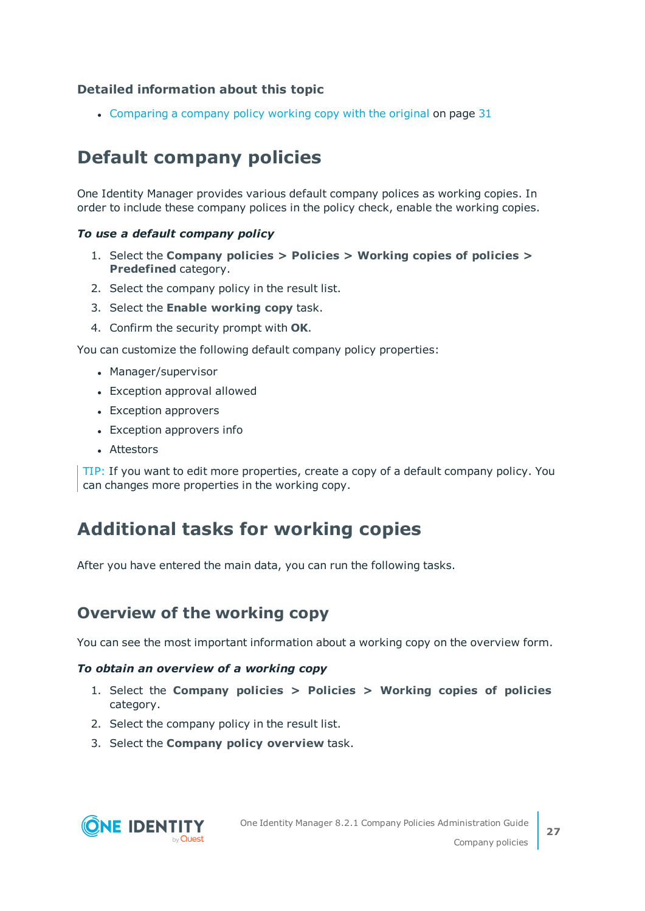### Detailed information about this topic

- Comparing a company policy working copy with the original on page 31

## Default company policies

One Identity Manager provides various default company polices as working copies. In order to include these company polices in the policy check, enable the working copies.

***To use a default company policy***

1. Select the **Company policies > Policies > Working copies of policies > Predefined** category.
2. Select the company policy in the result list.
3. Select the **Enable working copy** task.
4. Confirm the security prompt with **OK**.

You can customize the following default company policy properties:

- Manager/supervisor
- Exception approval allowed
- Exception approvers
- Exception approvers info
- Attestors

TIP: If you want to edit more properties, create a copy of a default company policy. You can changes more properties in the working copy.

## Additional tasks for working copies

After you have entered the main data, you can run the following tasks.

### Overview of the working copy

You can see the most important information about a working copy on the overview form.

***To obtain an overview of a working copy***

1. Select the **Company policies > Policies > Working copies of policies** category.
2. Select the company policy in the result list.
3. Select the **Company policy overview** task.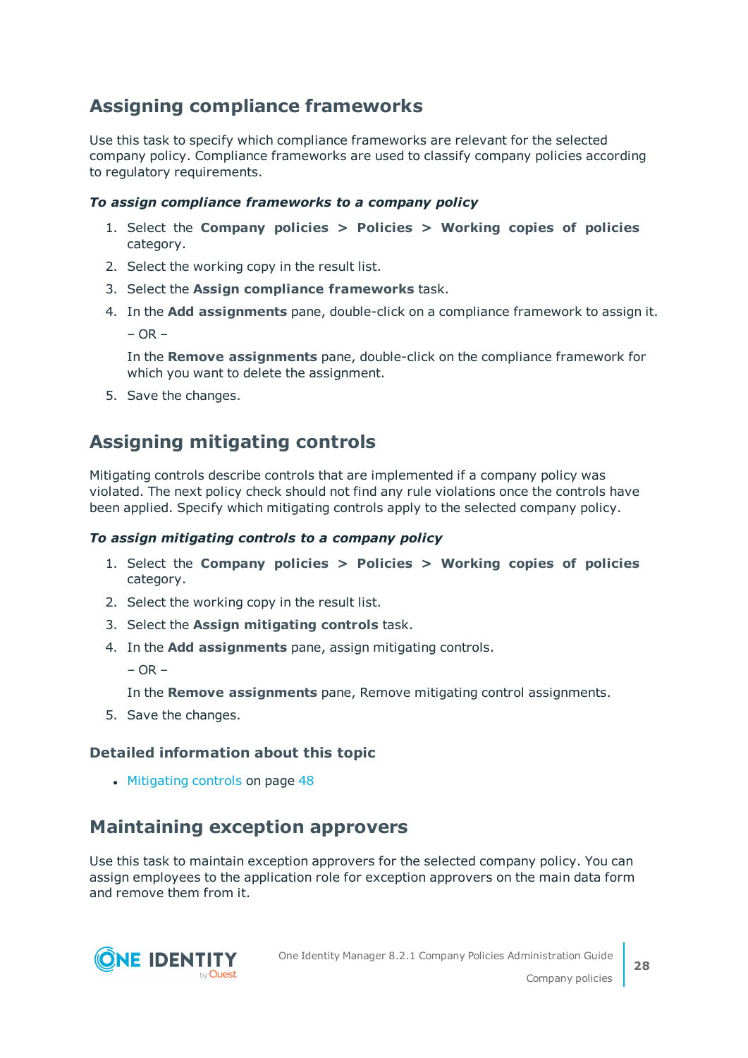## Assigning compliance frameworks

Use this task to specify which compliance frameworks are relevant for the selected company policy. Compliance frameworks are used to classify company policies according to regulatory requirements.

***To assign compliance frameworks to a company policy***

1. Select the **Company policies > Policies > Working copies of policies** category.
2. Select the working copy in the result list.
3. Select the **Assign compliance frameworks** task.
4. In the **Add assignments** pane, double-click on a compliance framework to assign it.

   – OR –

   In the **Remove assignments** pane, double-click on the compliance framework for which you want to delete the assignment.
5. Save the changes.

## Assigning mitigating controls

Mitigating controls describe controls that are implemented if a company policy was violated. The next policy check should not find any rule violations once the controls have been applied. Specify which mitigating controls apply to the selected company policy.

***To assign mitigating controls to a company policy***

1. Select the **Company policies > Policies > Working copies of policies** category.
2. Select the working copy in the result list.
3. Select the **Assign mitigating controls** task.
4. In the **Add assignments** pane, assign mitigating controls.

   – OR –

   In the **Remove assignments** pane, Remove mitigating control assignments.
5. Save the changes.

### Detailed information about this topic

- Mitigating controls on page 48

## Maintaining exception approvers

Use this task to maintain exception approvers for the selected company policy. You can assign employees to the application role for exception approvers on the main data form and remove them from it.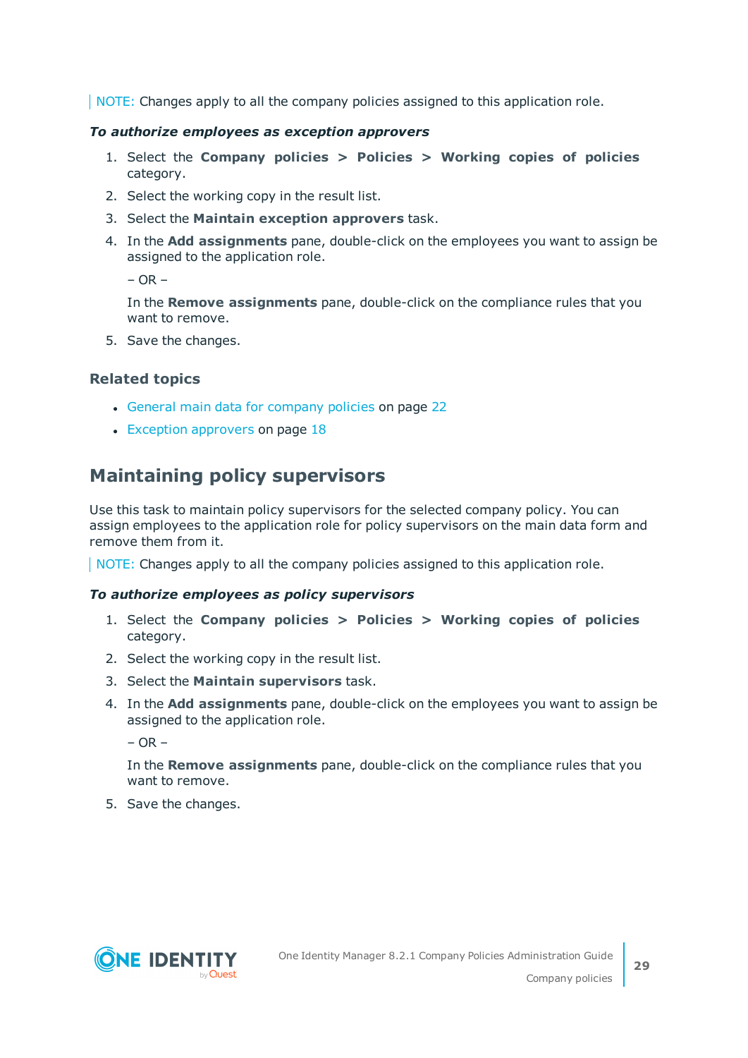NOTE: Changes apply to all the company policies assigned to this application role.

***To authorize employees as exception approvers***

1. Select the **Company policies > Policies > Working copies of policies** category.
2. Select the working copy in the result list.
3. Select the **Maintain exception approvers** task.
4. In the **Add assignments** pane, double-click on the employees you want to assign be assigned to the application role.

   – OR –

   In the **Remove assignments** pane, double-click on the compliance rules that you want to remove.
5. Save the changes.

### Related topics

- General main data for company policies on page 22
- Exception approvers on page 18

## Maintaining policy supervisors

Use this task to maintain policy supervisors for the selected company policy. You can assign employees to the application role for policy supervisors on the main data form and remove them from it.

NOTE: Changes apply to all the company policies assigned to this application role.

***To authorize employees as policy supervisors***

1. Select the **Company policies > Policies > Working copies of policies** category.
2. Select the working copy in the result list.
3. Select the **Maintain supervisors** task.
4. In the **Add assignments** pane, double-click on the employees you want to assign be assigned to the application role.

   – OR –

   In the **Remove assignments** pane, double-click on the compliance rules that you want to remove.
5. Save the changes.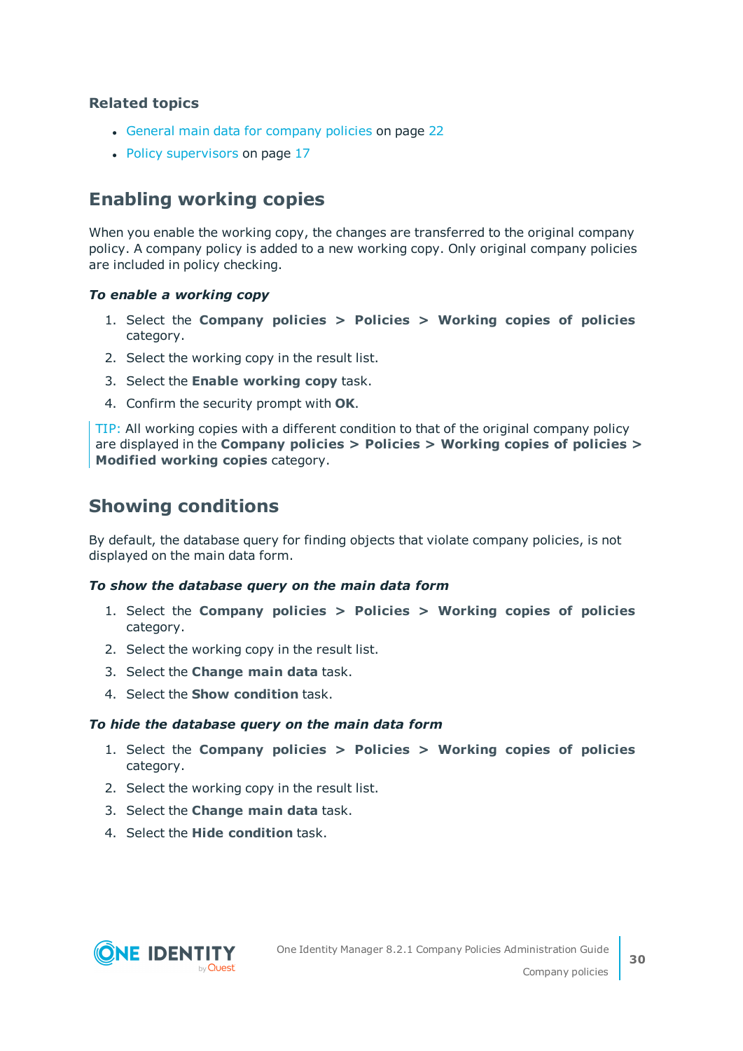### Related topics

- General main data for company policies on page 22
- Policy supervisors on page 17

## Enabling working copies

When you enable the working copy, the changes are transferred to the original company policy. A company policy is added to a new working copy. Only original company policies are included in policy checking.

***To enable a working copy***

1. Select the **Company policies > Policies > Working copies of policies** category.
2. Select the working copy in the result list.
3. Select the **Enable working copy** task.
4. Confirm the security prompt with **OK**.

TIP: All working copies with a different condition to that of the original company policy are displayed in the **Company policies > Policies > Working copies of policies > Modified working copies** category.

## Showing conditions

By default, the database query for finding objects that violate company policies, is not displayed on the main data form.

***To show the database query on the main data form***

1. Select the **Company policies > Policies > Working copies of policies** category.
2. Select the working copy in the result list.
3. Select the **Change main data** task.
4. Select the **Show condition** task.

***To hide the database query on the main data form***

1. Select the **Company policies > Policies > Working copies of policies** category.
2. Select the working copy in the result list.
3. Select the **Change main data** task.
4. Select the **Hide condition** task.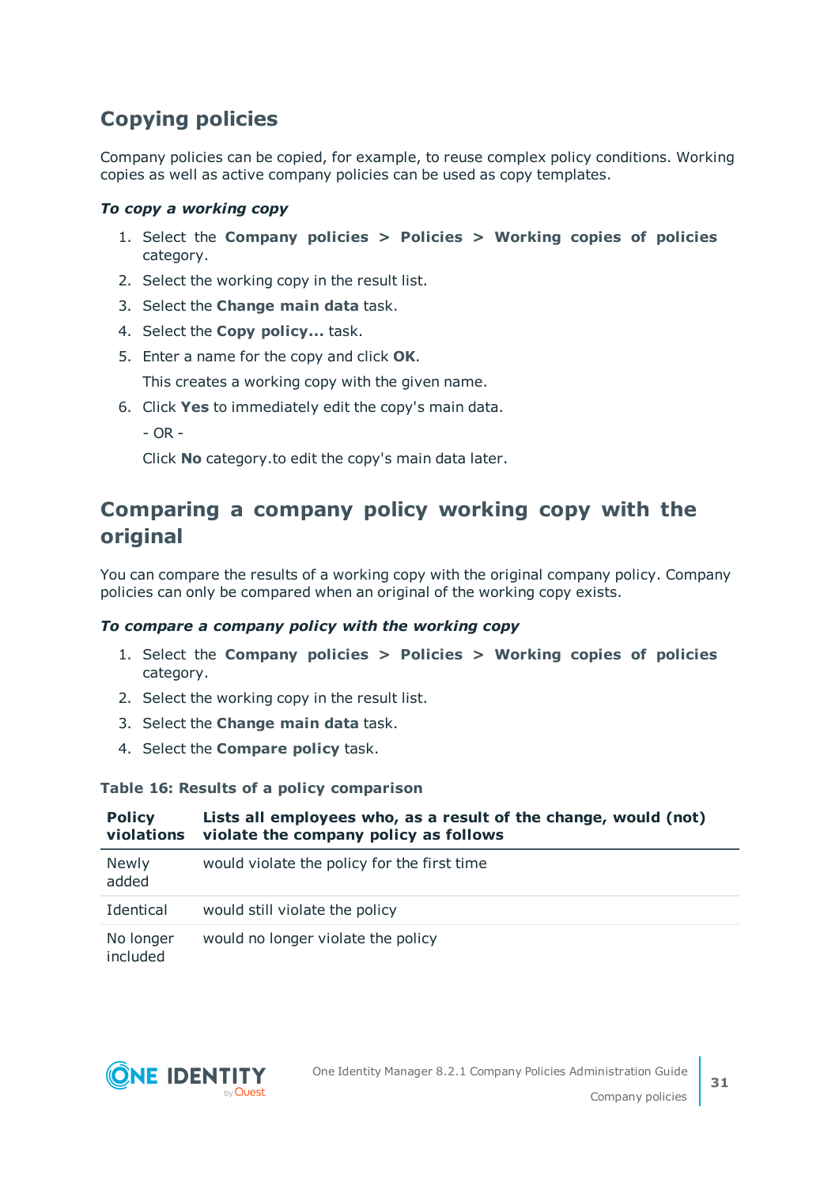## Copying policies

Company policies can be copied, for example, to reuse complex policy conditions. Working copies as well as active company policies can be used as copy templates.

***To copy a working copy***

1. Select the **Company policies > Policies > Working copies of policies** category.
2. Select the working copy in the result list.
3. Select the **Change main data** task.
4. Select the **Copy policy...** task.
5. Enter a name for the copy and click **OK**.

   This creates a working copy with the given name.
6. Click **Yes** to immediately edit the copy's main data.

   - OR -

   Click **No** category.to edit the copy's main data later.

## Comparing a company policy working copy with the original

You can compare the results of a working copy with the original company policy. Company policies can only be compared when an original of the working copy exists.

***To compare a company policy with the working copy***

1. Select the **Company policies > Policies > Working copies of policies** category.
2. Select the working copy in the result list.
3. Select the **Change main data** task.
4. Select the **Compare policy** task.

**Table 16: Results of a policy comparison**

| Policy violations | Lists all employees who, as a result of the change, would (not) violate the company policy as follows |
|---|---|
| Newly added | would violate the policy for the first time |
| Identical | would still violate the policy |
| No longer included | would no longer violate the policy |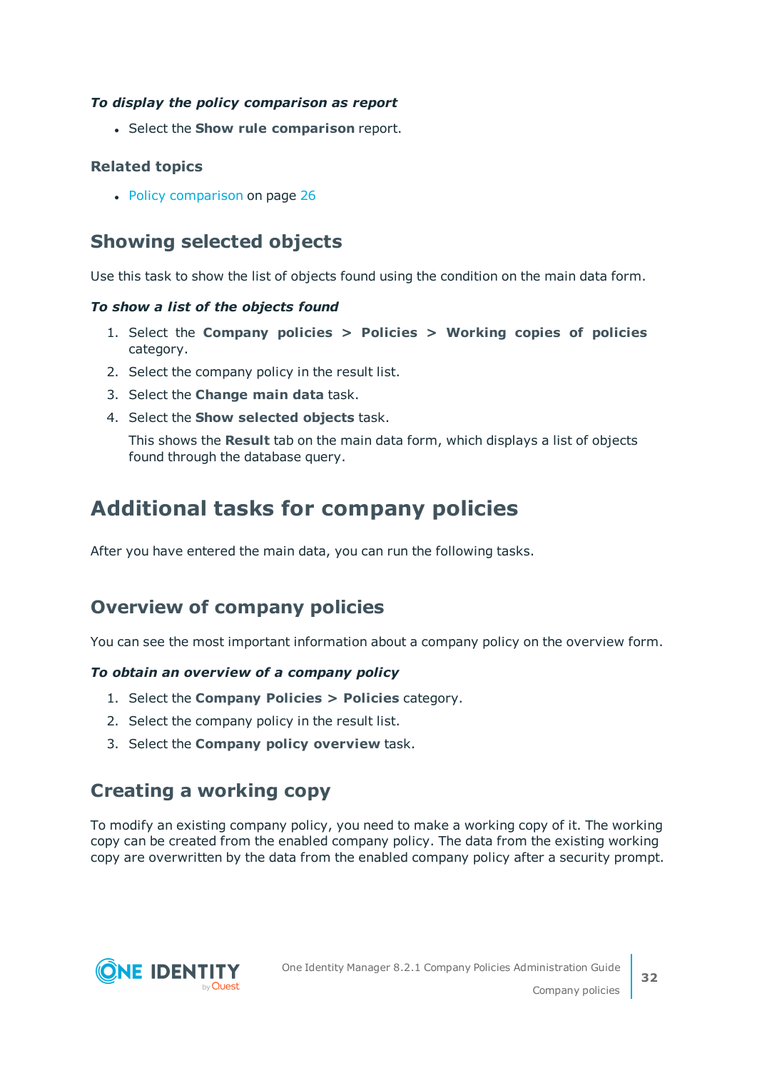*To display the policy comparison as report*

- Select the **Show rule comparison** report.

### Related topics

- Policy comparison on page 26

## Showing selected objects

Use this task to show the list of objects found using the condition on the main data form.

*To show a list of the objects found*

1. Select the **Company policies > Policies > Working copies of policies** category.
2. Select the company policy in the result list.
3. Select the **Change main data** task.
4. Select the **Show selected objects** task.

   This shows the **Result** tab on the main data form, which displays a list of objects found through the database query.

# Additional tasks for company policies

After you have entered the main data, you can run the following tasks.

## Overview of company policies

You can see the most important information about a company policy on the overview form.

*To obtain an overview of a company policy*

1. Select the **Company Policies > Policies** category.
2. Select the company policy in the result list.
3. Select the **Company policy overview** task.

## Creating a working copy

To modify an existing company policy, you need to make a working copy of it. The working copy can be created from the enabled company policy. The data from the existing working copy are overwritten by the data from the enabled company policy after a security prompt.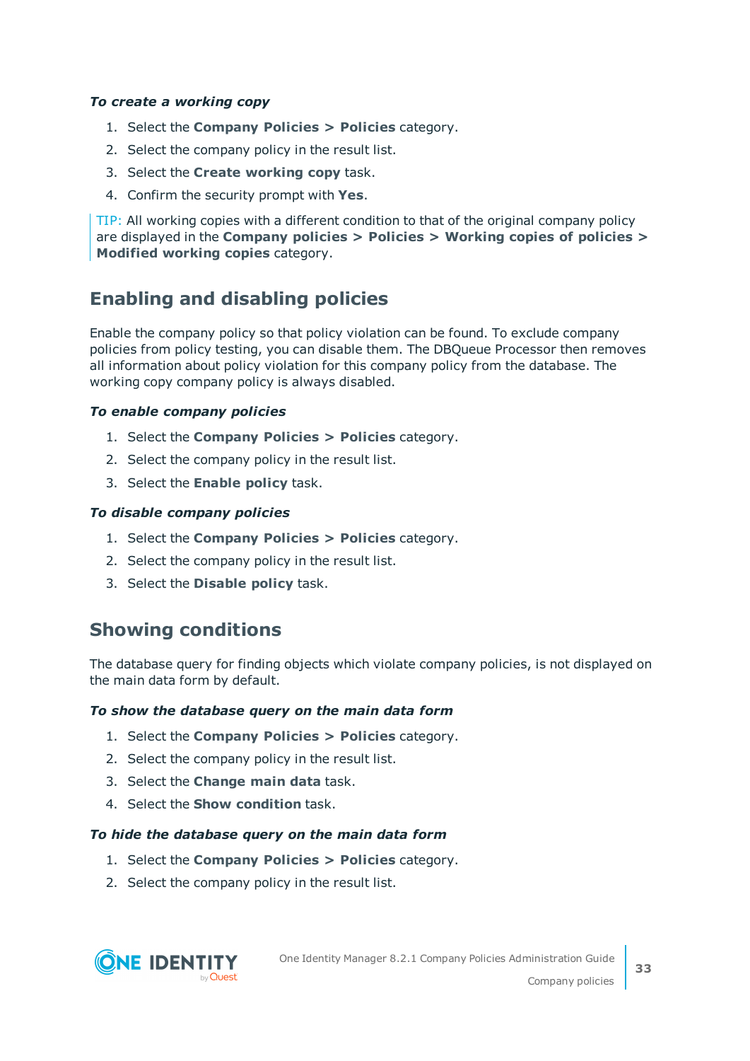***To create a working copy***

1. Select the **Company Policies > Policies** category.
2. Select the company policy in the result list.
3. Select the **Create working copy** task.
4. Confirm the security prompt with **Yes**.

TIP: All working copies with a different condition to that of the original company policy are displayed in the **Company policies > Policies > Working copies of policies > Modified working copies** category.

## Enabling and disabling policies

Enable the company policy so that policy violation can be found. To exclude company policies from policy testing, you can disable them. The DBQueue Processor then removes all information about policy violation for this company policy from the database. The working copy company policy is always disabled.

***To enable company policies***

1. Select the **Company Policies > Policies** category.
2. Select the company policy in the result list.
3. Select the **Enable policy** task.

***To disable company policies***

1. Select the **Company Policies > Policies** category.
2. Select the company policy in the result list.
3. Select the **Disable policy** task.

## Showing conditions

The database query for finding objects which violate company policies, is not displayed on the main data form by default.

***To show the database query on the main data form***

1. Select the **Company Policies > Policies** category.
2. Select the company policy in the result list.
3. Select the **Change main data** task.
4. Select the **Show condition** task.

***To hide the database query on the main data form***

1. Select the **Company Policies > Policies** category.
2. Select the company policy in the result list.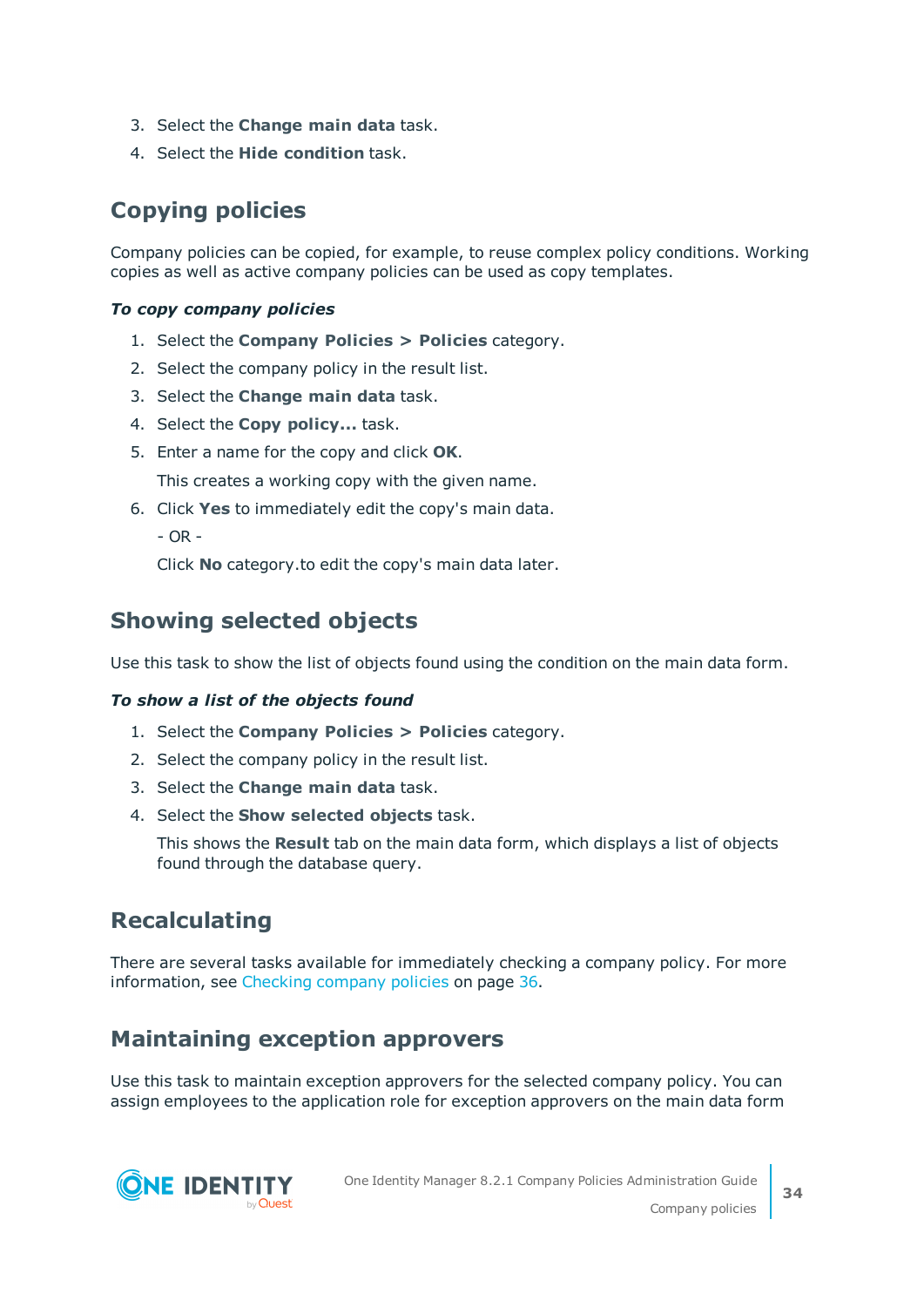3. Select the **Change main data** task.
4. Select the **Hide condition** task.

## Copying policies

Company policies can be copied, for example, to reuse complex policy conditions. Working copies as well as active company policies can be used as copy templates.

***To copy company policies***

1. Select the **Company Policies > Policies** category.
2. Select the company policy in the result list.
3. Select the **Change main data** task.
4. Select the **Copy policy...** task.
5. Enter a name for the copy and click **OK**.

   This creates a working copy with the given name.
6. Click **Yes** to immediately edit the copy's main data.

   - OR -

   Click **No** category.to edit the copy's main data later.

## Showing selected objects

Use this task to show the list of objects found using the condition on the main data form.

***To show a list of the objects found***

1. Select the **Company Policies > Policies** category.
2. Select the company policy in the result list.
3. Select the **Change main data** task.
4. Select the **Show selected objects** task.

   This shows the **Result** tab on the main data form, which displays a list of objects found through the database query.

## Recalculating

There are several tasks available for immediately checking a company policy. For more information, see Checking company policies on page 36.

## Maintaining exception approvers

Use this task to maintain exception approvers for the selected company policy. You can assign employees to the application role for exception approvers on the main data form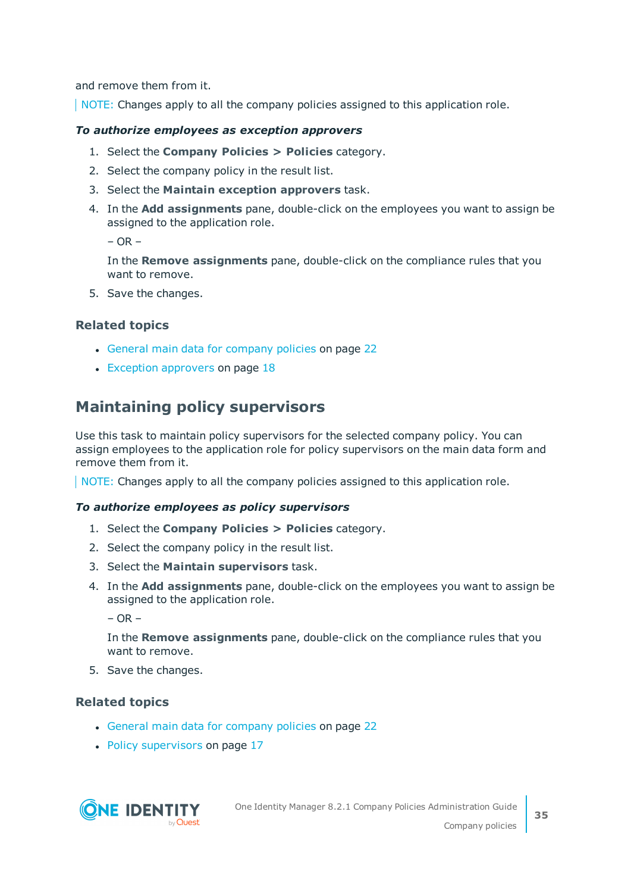and remove them from it.

NOTE: Changes apply to all the company policies assigned to this application role.

***To authorize employees as exception approvers***

1. Select the **Company Policies > Policies** category.
2. Select the company policy in the result list.
3. Select the **Maintain exception approvers** task.
4. In the **Add assignments** pane, double-click on the employees you want to assign be assigned to the application role.

   – OR –

   In the **Remove assignments** pane, double-click on the compliance rules that you want to remove.
5. Save the changes.

### Related topics

- General main data for company policies on page 22
- Exception approvers on page 18

## Maintaining policy supervisors

Use this task to maintain policy supervisors for the selected company policy. You can assign employees to the application role for policy supervisors on the main data form and remove them from it.

NOTE: Changes apply to all the company policies assigned to this application role.

***To authorize employees as policy supervisors***

1. Select the **Company Policies > Policies** category.
2. Select the company policy in the result list.
3. Select the **Maintain supervisors** task.
4. In the **Add assignments** pane, double-click on the employees you want to assign be assigned to the application role.

   – OR –

   In the **Remove assignments** pane, double-click on the compliance rules that you want to remove.
5. Save the changes.

### Related topics

- General main data for company policies on page 22
- Policy supervisors on page 17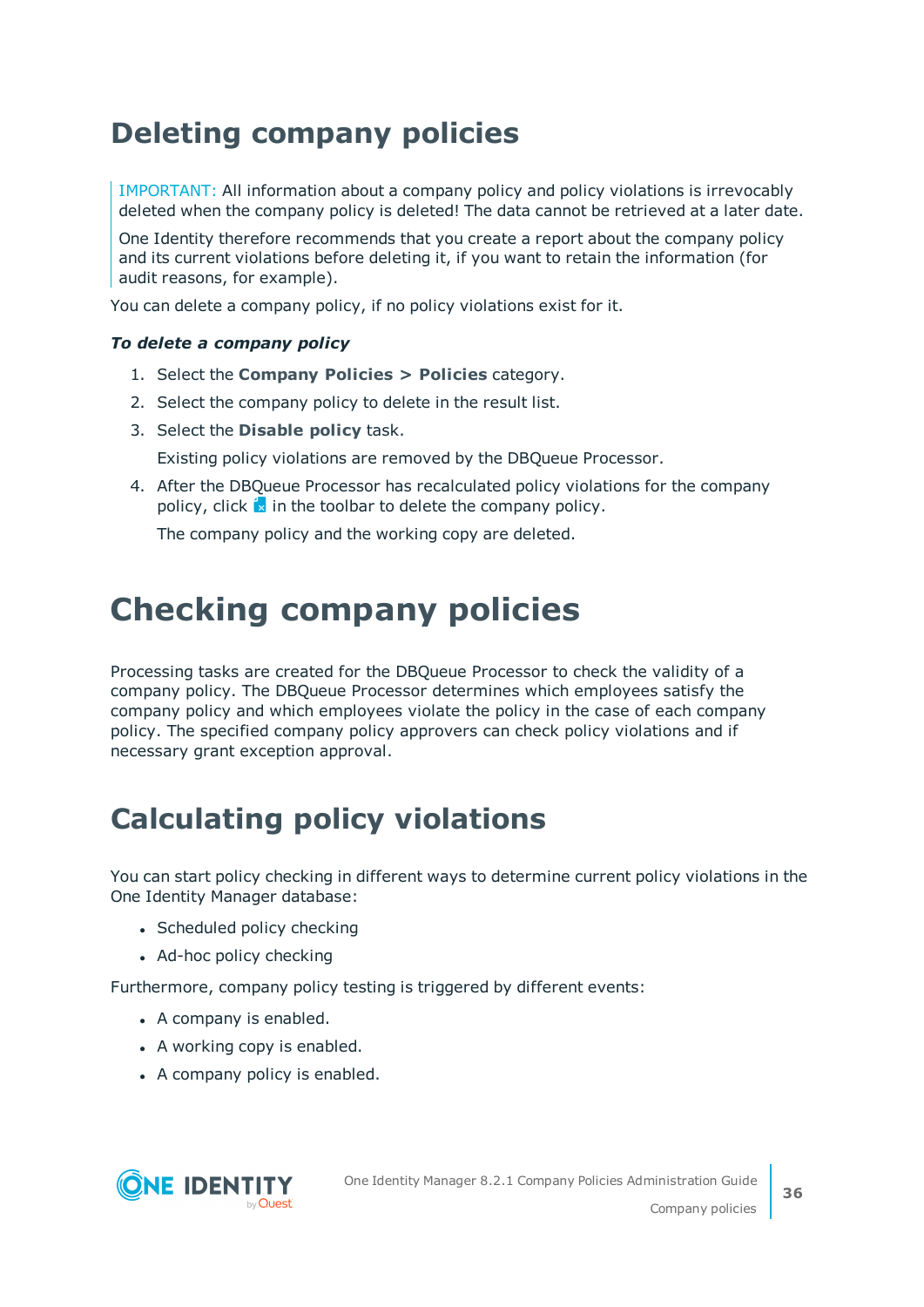# Deleting company policies

> IMPORTANT: All information about a company policy and policy violations is irrevocably deleted when the company policy is deleted! The data cannot be retrieved at a later date.
>
> One Identity therefore recommends that you create a report about the company policy and its current violations before deleting it, if you want to retain the information (for audit reasons, for example).

You can delete a company policy, if no policy violations exist for it.

***To delete a company policy***

1. Select the **Company Policies > Policies** category.
2. Select the company policy to delete in the result list.
3. Select the **Disable policy** task.

   Existing policy violations are removed by the DBQueue Processor.
4. After the DBQueue Processor has recalculated policy violations for the company policy, click in the toolbar to delete the company policy.

   The company policy and the working copy are deleted.

# Checking company policies

Processing tasks are created for the DBQueue Processor to check the validity of a company policy. The DBQueue Processor determines which employees satisfy the company policy and which employees violate the policy in the case of each company policy. The specified company policy approvers can check policy violations and if necessary grant exception approval.

## Calculating policy violations

You can start policy checking in different ways to determine current policy violations in the One Identity Manager database:

- Scheduled policy checking
- Ad-hoc policy checking

Furthermore, company policy testing is triggered by different events:

- A company is enabled.
- A working copy is enabled.
- A company policy is enabled.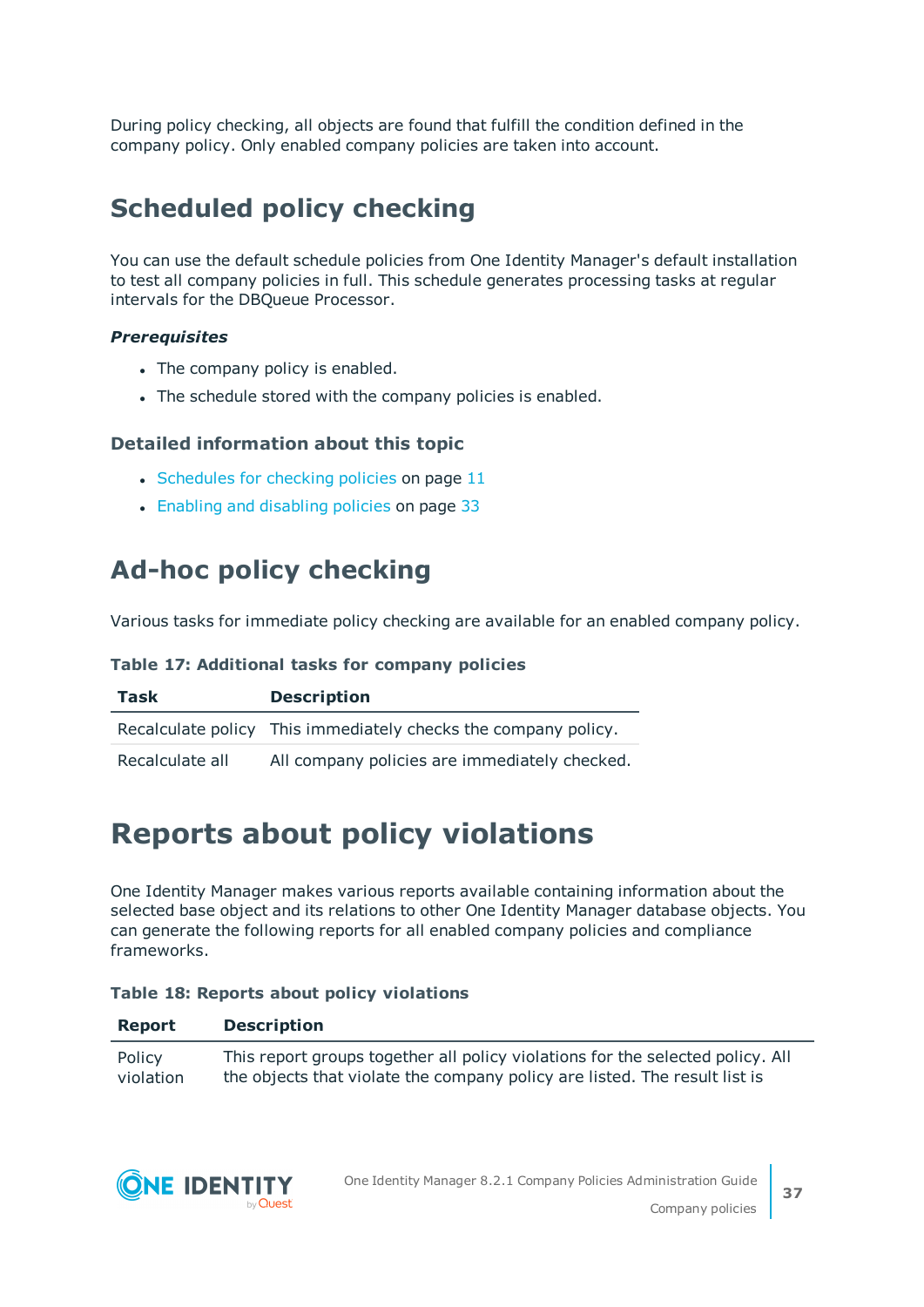During policy checking, all objects are found that fulfill the condition defined in the company policy. Only enabled company policies are taken into account.

## Scheduled policy checking

You can use the default schedule policies from One Identity Manager's default installation to test all company policies in full. This schedule generates processing tasks at regular intervals for the DBQueue Processor.

***Prerequisites***

- The company policy is enabled.
- The schedule stored with the company policies is enabled.

### Detailed information about this topic

- Schedules for checking policies on page 11
- Enabling and disabling policies on page 33

## Ad-hoc policy checking

Various tasks for immediate policy checking are available for an enabled company policy.

**Table 17: Additional tasks for company policies**

| Task | Description |
|---|---|
| Recalculate policy | This immediately checks the company policy. |
| Recalculate all | All company policies are immediately checked. |

# Reports about policy violations

One Identity Manager makes various reports available containing information about the selected base object and its relations to other One Identity Manager database objects. You can generate the following reports for all enabled company policies and compliance frameworks.

**Table 18: Reports about policy violations**

| Report | Description |
|---|---|
| Policy violation | This report groups together all policy violations for the selected policy. All the objects that violate the company policy are listed. The result list is |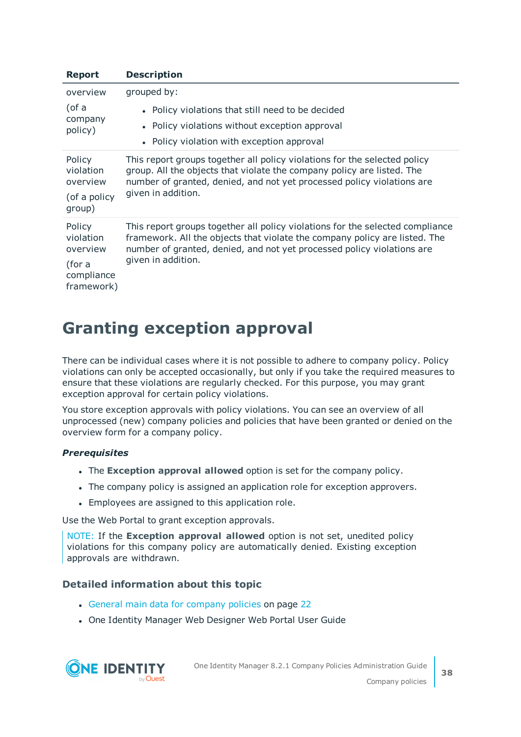| Report | Description |
| --- | --- |
| overview (of a company policy) | grouped by: • Policy violations that still need to be decided • Policy violations without exception approval • Policy violation with exception approval |
| Policy violation overview (of a policy group) | This report groups together all policy violations for the selected policy group. All the objects that violate the company policy are listed. The number of granted, denied, and not yet processed policy violations are given in addition. |
| Policy violation overview (for a compliance framework) | This report groups together all policy violations for the selected compliance framework. All the objects that violate the company policy are listed. The number of granted, denied, and not yet processed policy violations are given in addition. |

# Granting exception approval

There can be individual cases where it is not possible to adhere to company policy. Policy violations can only be accepted occasionally, but only if you take the required measures to ensure that these violations are regularly checked. For this purpose, you may grant exception approval for certain policy violations.

You store exception approvals with policy violations. You can see an overview of all unprocessed (new) company policies and policies that have been granted or denied on the overview form for a company policy.

***Prerequisites***

- The **Exception approval allowed** option is set for the company policy.
- The company policy is assigned an application role for exception approvers.
- Employees are assigned to this application role.

Use the Web Portal to grant exception approvals.

NOTE: If the **Exception approval allowed** option is not set, unedited policy violations for this company policy are automatically denied. Existing exception approvals are withdrawn.

### Detailed information about this topic

- General main data for company policies on page 22
- One Identity Manager Web Designer Web Portal User Guide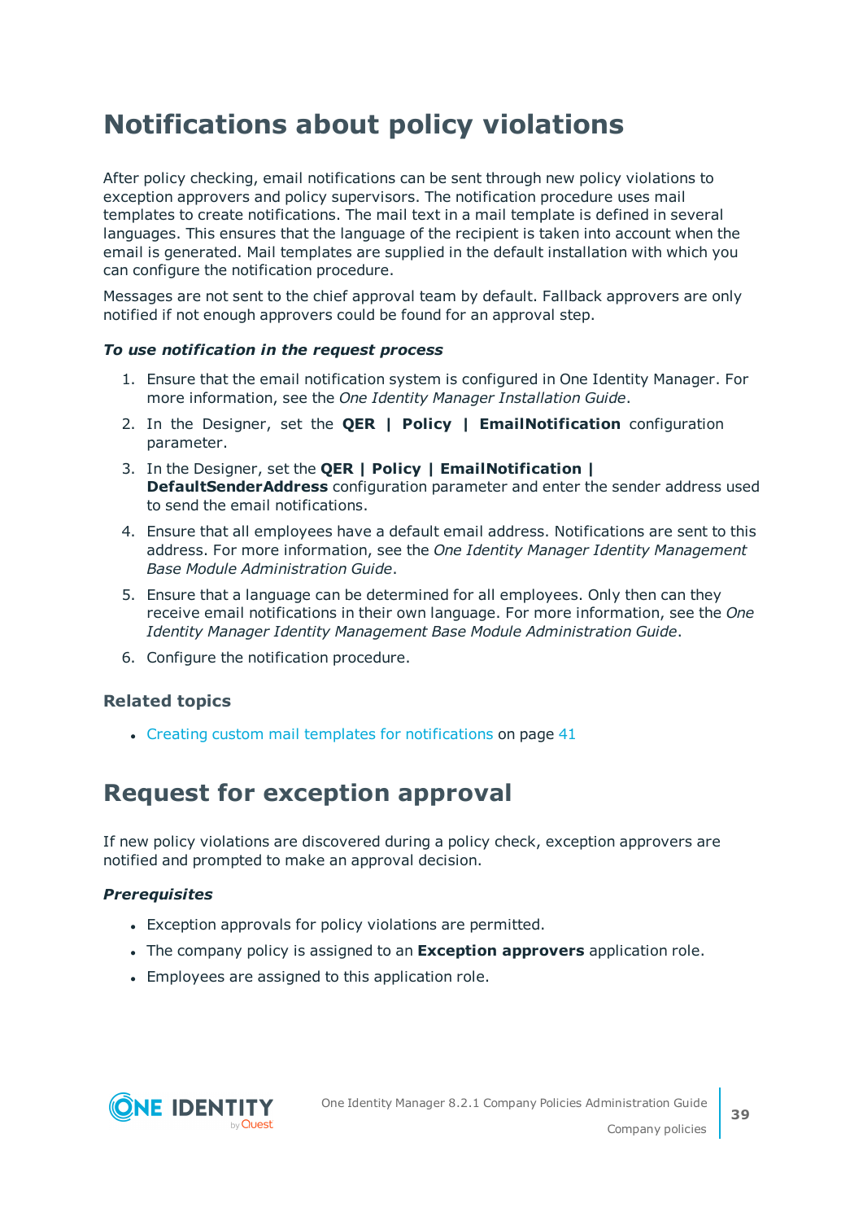# Notifications about policy violations

After policy checking, email notifications can be sent through new policy violations to exception approvers and policy supervisors. The notification procedure uses mail templates to create notifications. The mail text in a mail template is defined in several languages. This ensures that the language of the recipient is taken into account when the email is generated. Mail templates are supplied in the default installation with which you can configure the notification procedure.

Messages are not sent to the chief approval team by default. Fallback approvers are only notified if not enough approvers could be found for an approval step.

***To use notification in the request process***

1. Ensure that the email notification system is configured in One Identity Manager. For more information, see the *One Identity Manager Installation Guide*.
2. In the Designer, set the **QER | Policy | EmailNotification** configuration parameter.
3. In the Designer, set the **QER | Policy | EmailNotification | DefaultSenderAddress** configuration parameter and enter the sender address used to send the email notifications.
4. Ensure that all employees have a default email address. Notifications are sent to this address. For more information, see the *One Identity Manager Identity Management Base Module Administration Guide*.
5. Ensure that a language can be determined for all employees. Only then can they receive email notifications in their own language. For more information, see the *One Identity Manager Identity Management Base Module Administration Guide*.
6. Configure the notification procedure.

### Related topics

- Creating custom mail templates for notifications on page 41

# Request for exception approval

If new policy violations are discovered during a policy check, exception approvers are notified and prompted to make an approval decision.

***Prerequisites***

- Exception approvals for policy violations are permitted.
- The company policy is assigned to an **Exception approvers** application role.
- Employees are assigned to this application role.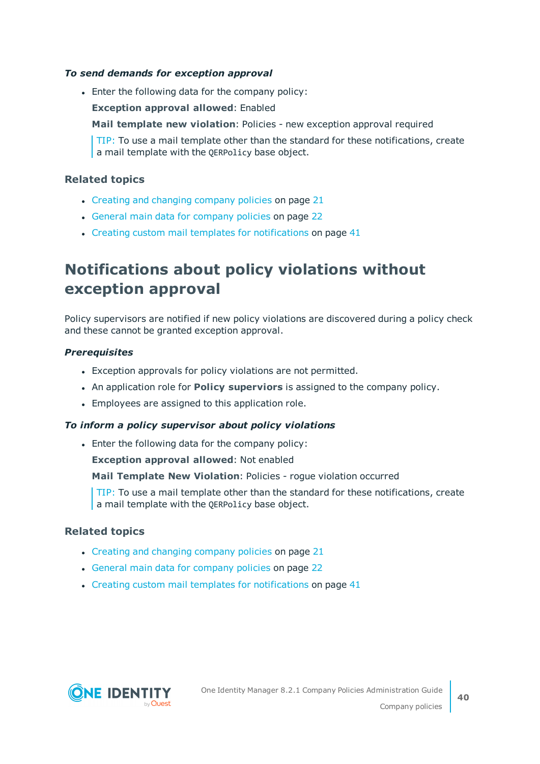***To send demands for exception approval***

- Enter the following data for the company policy:

  **Exception approval allowed**: Enabled

  **Mail template new violation**: Policies - new exception approval required

  > TIP: To use a mail template other than the standard for these notifications, create a mail template with the `QERPolicy` base object.

### Related topics

- Creating and changing company policies on page 21
- General main data for company policies on page 22
- Creating custom mail templates for notifications on page 41

## Notifications about policy violations without exception approval

Policy supervisors are notified if new policy violations are discovered during a policy check and these cannot be granted exception approval.

***Prerequisites***

- Exception approvals for policy violations are not permitted.
- An application role for **Policy supervisors** is assigned to the company policy.
- Employees are assigned to this application role.

***To inform a policy supervisor about policy violations***

- Enter the following data for the company policy:

  **Exception approval allowed**: Not enabled

  **Mail Template New Violation**: Policies - rogue violation occurred

  > TIP: To use a mail template other than the standard for these notifications, create a mail template with the `QERPolicy` base object.

### Related topics

- Creating and changing company policies on page 21
- General main data for company policies on page 22
- Creating custom mail templates for notifications on page 41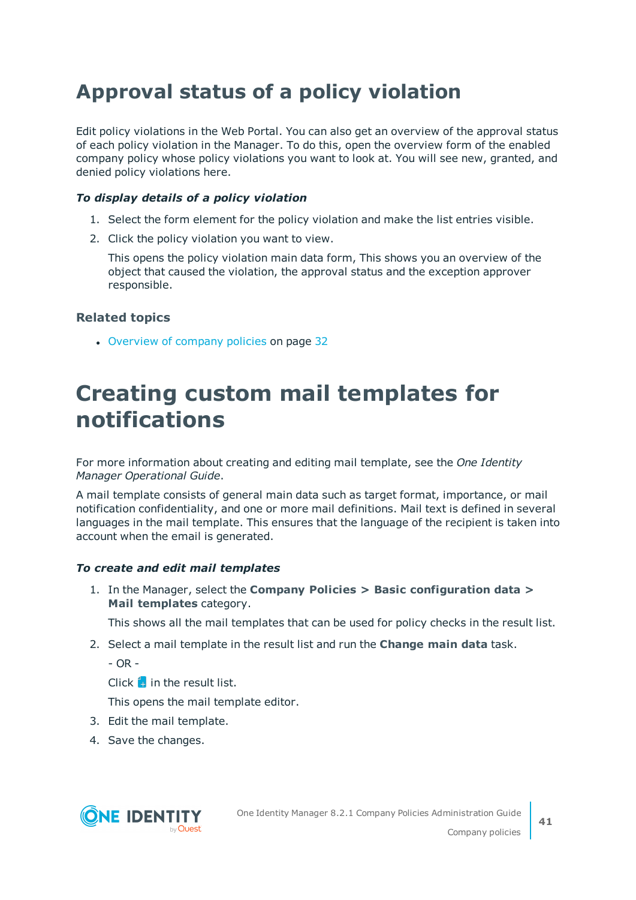# Approval status of a policy violation

Edit policy violations in the Web Portal. You can also get an overview of the approval status of each policy violation in the Manager. To do this, open the overview form of the enabled company policy whose policy violations you want to look at. You will see new, granted, and denied policy violations here.

***To display details of a policy violation***

1. Select the form element for the policy violation and make the list entries visible.
2. Click the policy violation you want to view.

   This opens the policy violation main data form, This shows you an overview of the object that caused the violation, the approval status and the exception approver responsible.

### Related topics

- Overview of company policies on page 32

# Creating custom mail templates for notifications

For more information about creating and editing mail template, see the *One Identity Manager Operational Guide*.

A mail template consists of general main data such as target format, importance, or mail notification confidentiality, and one or more mail definitions. Mail text is defined in several languages in the mail template. This ensures that the language of the recipient is taken into account when the email is generated.

***To create and edit mail templates***

1. In the Manager, select the **Company Policies > Basic configuration data > Mail templates** category.

   This shows all the mail templates that can be used for policy checks in the result list.

2. Select a mail template in the result list and run the **Change main data** task.

   - OR -

   Click in the result list.

   This opens the mail template editor.

3. Edit the mail template.
4. Save the changes.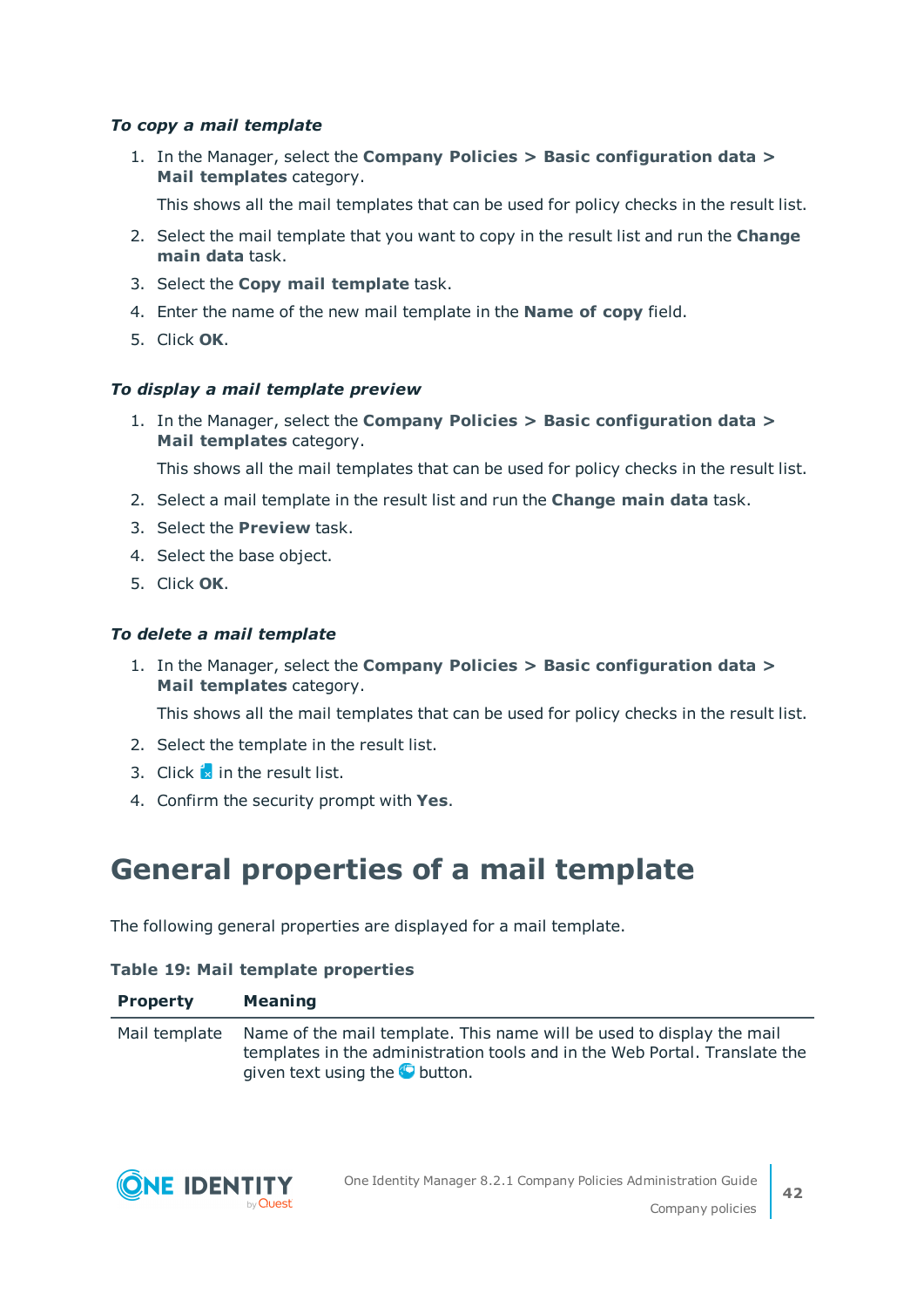*To copy a mail template*

1. In the Manager, select the **Company Policies > Basic configuration data > Mail templates** category.

   This shows all the mail templates that can be used for policy checks in the result list.

2. Select the mail template that you want to copy in the result list and run the **Change main data** task.
3. Select the **Copy mail template** task.
4. Enter the name of the new mail template in the **Name of copy** field.
5. Click **OK**.

*To display a mail template preview*

1. In the Manager, select the **Company Policies > Basic configuration data > Mail templates** category.

   This shows all the mail templates that can be used for policy checks in the result list.

2. Select a mail template in the result list and run the **Change main data** task.
3. Select the **Preview** task.
4. Select the base object.
5. Click **OK**.

*To delete a mail template*

1. In the Manager, select the **Company Policies > Basic configuration data > Mail templates** category.

   This shows all the mail templates that can be used for policy checks in the result list.

2. Select the template in the result list.
3. Click  in the result list.
4. Confirm the security prompt with **Yes**.

# General properties of a mail template

The following general properties are displayed for a mail template.

**Table 19: Mail template properties**

| Property | Meaning |
|---|---|
| Mail template | Name of the mail template. This name will be used to display the mail templates in the administration tools and in the Web Portal. Translate the given text using the  button. |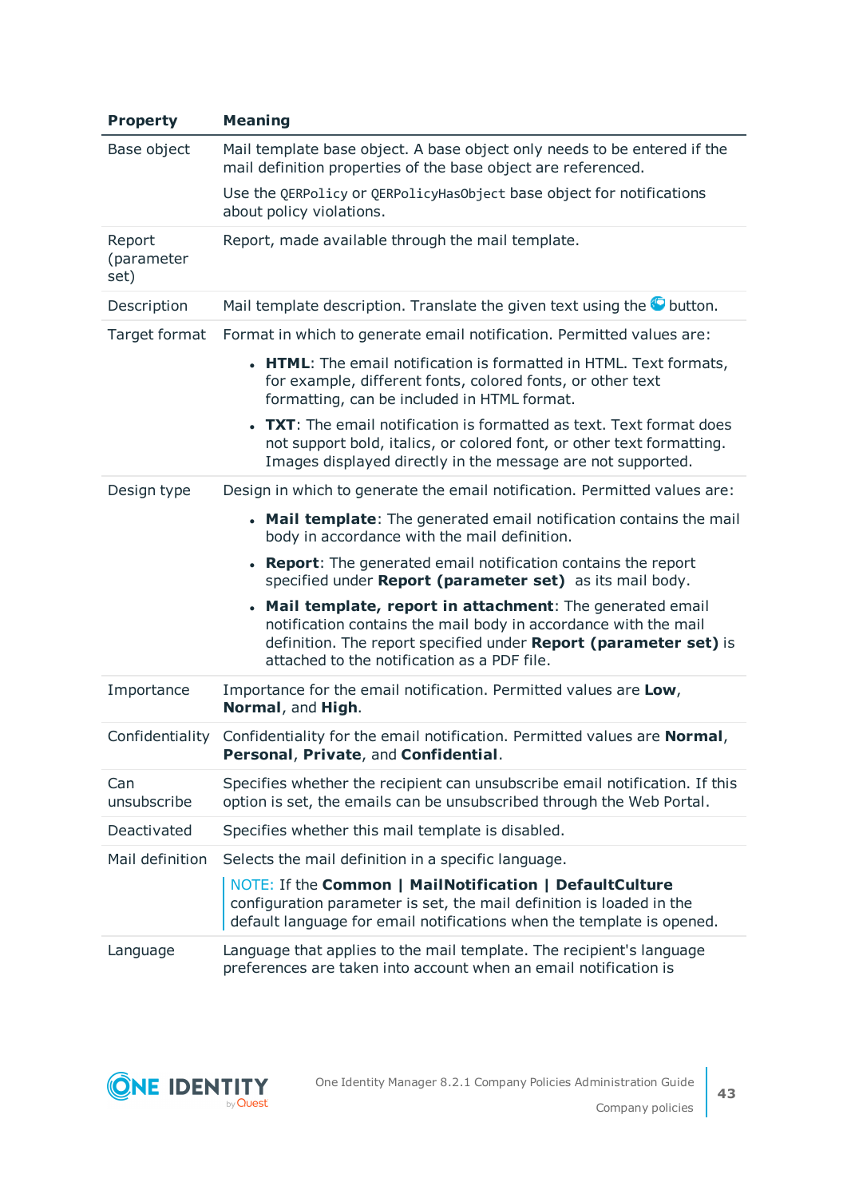| Property | Meaning |
|---|---|
| Base object | Mail template base object. A base object only needs to be entered if the mail definition properties of the base object are referenced.<br><br>Use the `QERPolicy` or `QERPolicyHasObject` base object for notifications about policy violations. |
| Report (parameter set) | Report, made available through the mail template. |
| Description | Mail template description. Translate the given text using the button. |
| Target format | Format in which to generate email notification. Permitted values are:<br><br>• **HTML**: The email notification is formatted in HTML. Text formats, for example, different fonts, colored fonts, or other text formatting, can be included in HTML format.<br>• **TXT**: The email notification is formatted as text. Text format does not support bold, italics, or colored font, or other text formatting. Images displayed directly in the message are not supported. |
| Design type | Design in which to generate the email notification. Permitted values are:<br><br>• **Mail template**: The generated email notification contains the mail body in accordance with the mail definition.<br>• **Report**: The generated email notification contains the report specified under **Report (parameter set)** as its mail body.<br>• **Mail template, report in attachment**: The generated email notification contains the mail body in accordance with the mail definition. The report specified under **Report (parameter set)** is attached to the notification as a PDF file. |
| Importance | Importance for the email notification. Permitted values are **Low**, **Normal**, and **High**. |
| Confidentiality | Confidentiality for the email notification. Permitted values are **Normal**, **Personal**, **Private**, and **Confidential**. |
| Can unsubscribe | Specifies whether the recipient can unsubscribe email notification. If this option is set, the emails can be unsubscribed through the Web Portal. |
| Deactivated | Specifies whether this mail template is disabled. |
| Mail definition | Selects the mail definition in a specific language.<br><br>NOTE: If the **Common \| MailNotification \| DefaultCulture** configuration parameter is set, the mail definition is loaded in the default language for email notifications when the template is opened. |
| Language | Language that applies to the mail template. The recipient's language preferences are taken into account when an email notification is |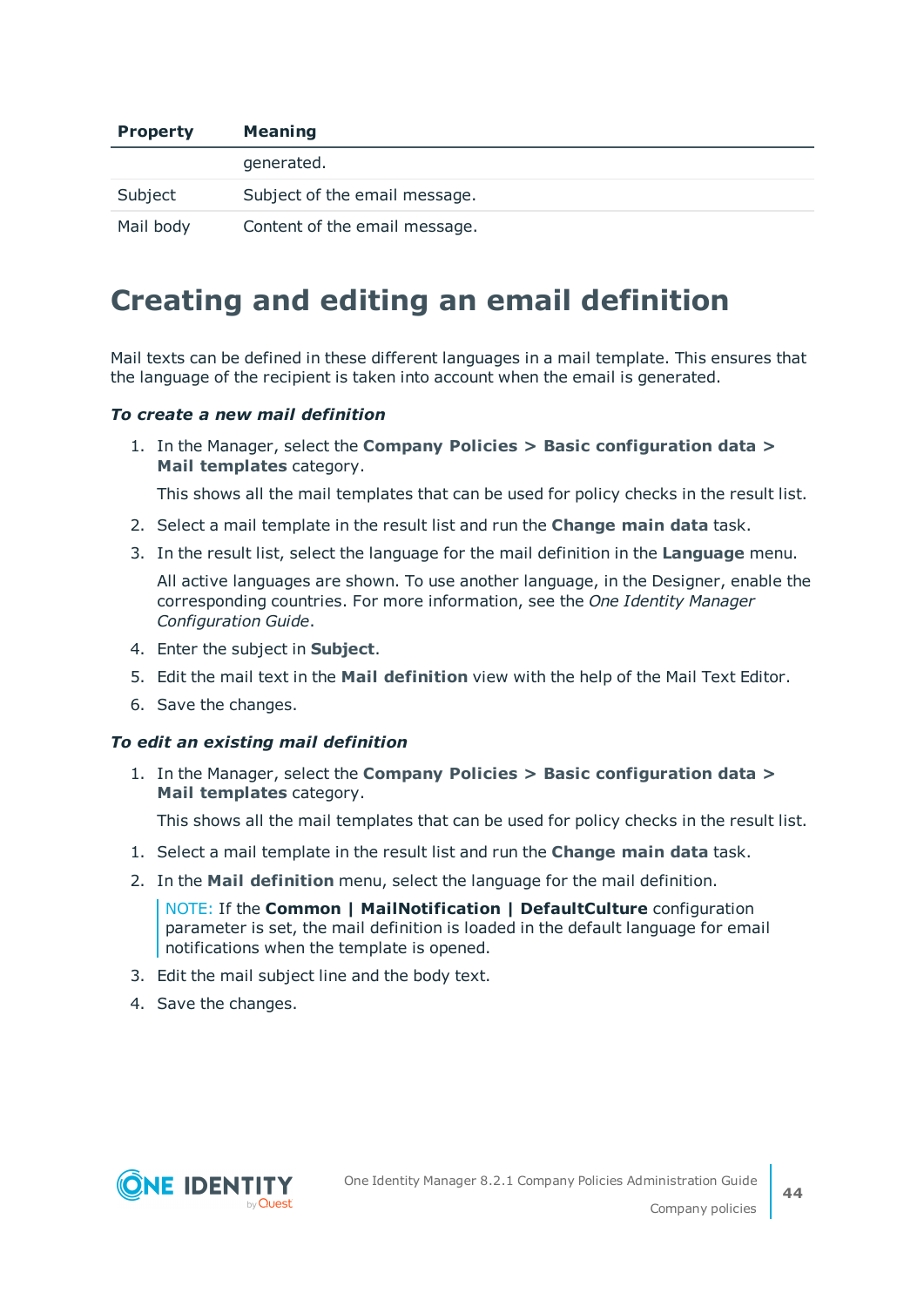| Property | Meaning |
|---|---|
| | generated. |
| Subject | Subject of the email message. |
| Mail body | Content of the email message. |

# Creating and editing an email definition

Mail texts can be defined in these different languages in a mail template. This ensures that the language of the recipient is taken into account when the email is generated.

***To create a new mail definition***

1. In the Manager, select the **Company Policies > Basic configuration data > Mail templates** category.

   This shows all the mail templates that can be used for policy checks in the result list.

2. Select a mail template in the result list and run the **Change main data** task.
3. In the result list, select the language for the mail definition in the **Language** menu.

   All active languages are shown. To use another language, in the Designer, enable the corresponding countries. For more information, see the *One Identity Manager Configuration Guide*.

4. Enter the subject in **Subject**.
5. Edit the mail text in the **Mail definition** view with the help of the Mail Text Editor.
6. Save the changes.

***To edit an existing mail definition***

1. In the Manager, select the **Company Policies > Basic configuration data > Mail templates** category.

   This shows all the mail templates that can be used for policy checks in the result list.

1. Select a mail template in the result list and run the **Change main data** task.
2. In the **Mail definition** menu, select the language for the mail definition.

   NOTE: If the **Common | MailNotification | DefaultCulture** configuration parameter is set, the mail definition is loaded in the default language for email notifications when the template is opened.

3. Edit the mail subject line and the body text.
4. Save the changes.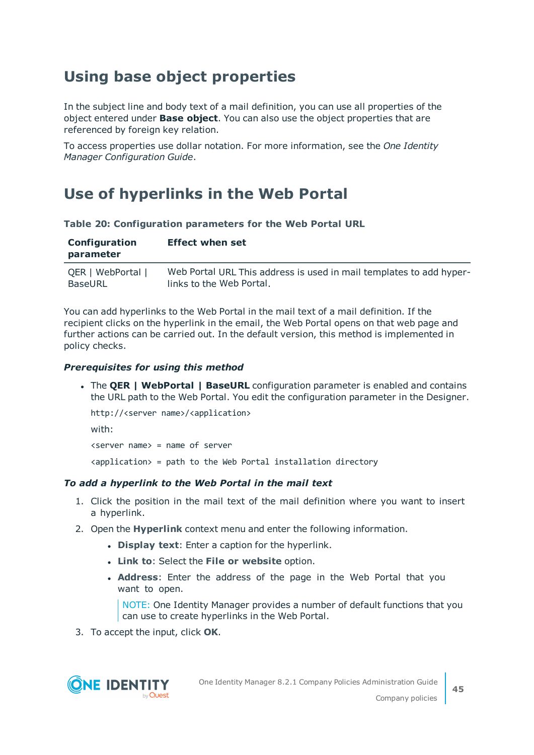## Using base object properties

In the subject line and body text of a mail definition, you can use all properties of the object entered under **Base object**. You can also use the object properties that are referenced by foreign key relation.

To access properties use dollar notation. For more information, see the *One Identity Manager Configuration Guide*.

## Use of hyperlinks in the Web Portal

**Table 20: Configuration parameters for the Web Portal URL**

| Configuration parameter | Effect when set |
| --- | --- |
| QER \| WebPortal \| BaseURL | Web Portal URL This address is used in mail templates to add hyper-links to the Web Portal. |

You can add hyperlinks to the Web Portal in the mail text of a mail definition. If the recipient clicks on the hyperlink in the email, the Web Portal opens on that web page and further actions can be carried out. In the default version, this method is implemented in policy checks.

***Prerequisites for using this method***

- The **QER | WebPortal | BaseURL** configuration parameter is enabled and contains the URL path to the Web Portal. You edit the configuration parameter in the Designer.

  `http://<server name>/<application>`

  with:

  `<server name> = name of server`

  `<application> = path to the Web Portal installation directory`

***To add a hyperlink to the Web Portal in the mail text***

1. Click the position in the mail text of the mail definition where you want to insert a hyperlink.
2. Open the **Hyperlink** context menu and enter the following information.
   - **Display text**: Enter a caption for the hyperlink.
   - **Link to**: Select the **File or website** option.
   - **Address**: Enter the address of the page in the Web Portal that you want to open.

     NOTE: One Identity Manager provides a number of default functions that you can use to create hyperlinks in the Web Portal.
3. To accept the input, click **OK**.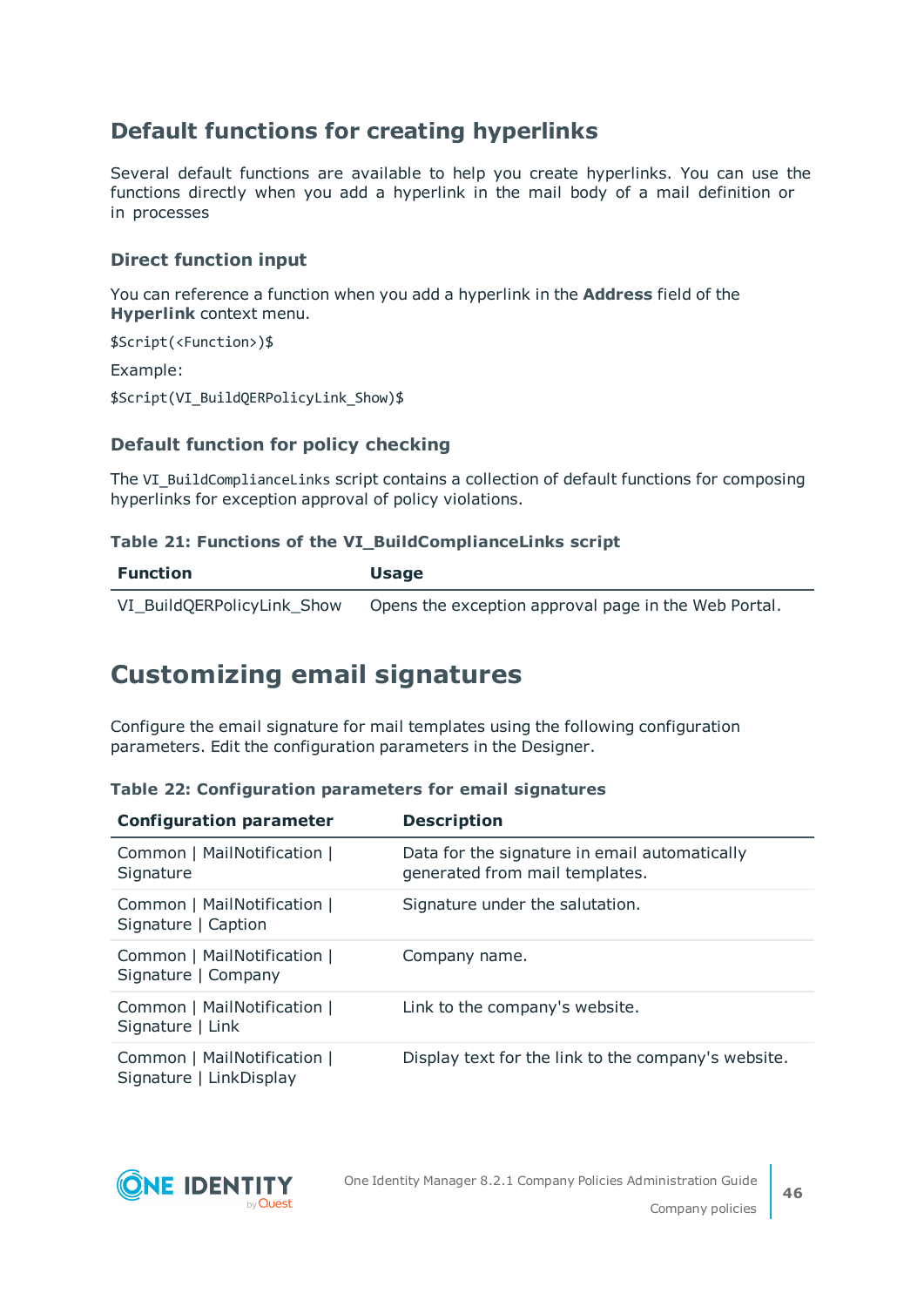## Default functions for creating hyperlinks

Several default functions are available to help you create hyperlinks. You can use the functions directly when you add a hyperlink in the mail body of a mail definition or in processes

### Direct function input

You can reference a function when you add a hyperlink in the **Address** field of the **Hyperlink** context menu.

```
$Script(<Function>)$
```

Example:

```
$Script(VI_BuildQERPolicyLink_Show)$
```

### Default function for policy checking

The `VI_BuildComplianceLinks` script contains a collection of default functions for composing hyperlinks for exception approval of policy violations.

**Table 21: Functions of the VI_BuildComplianceLinks script**

| Function | Usage |
|---|---|
| VI_BuildQERPolicyLink_Show | Opens the exception approval page in the Web Portal. |

# Customizing email signatures

Configure the email signature for mail templates using the following configuration parameters. Edit the configuration parameters in the Designer.

**Table 22: Configuration parameters for email signatures**

| Configuration parameter | Description |
|---|---|
| Common \| MailNotification \| Signature | Data for the signature in email automatically generated from mail templates. |
| Common \| MailNotification \| Signature \| Caption | Signature under the salutation. |
| Common \| MailNotification \| Signature \| Company | Company name. |
| Common \| MailNotification \| Signature \| Link | Link to the company's website. |
| Common \| MailNotification \| Signature \| LinkDisplay | Display text for the link to the company's website. |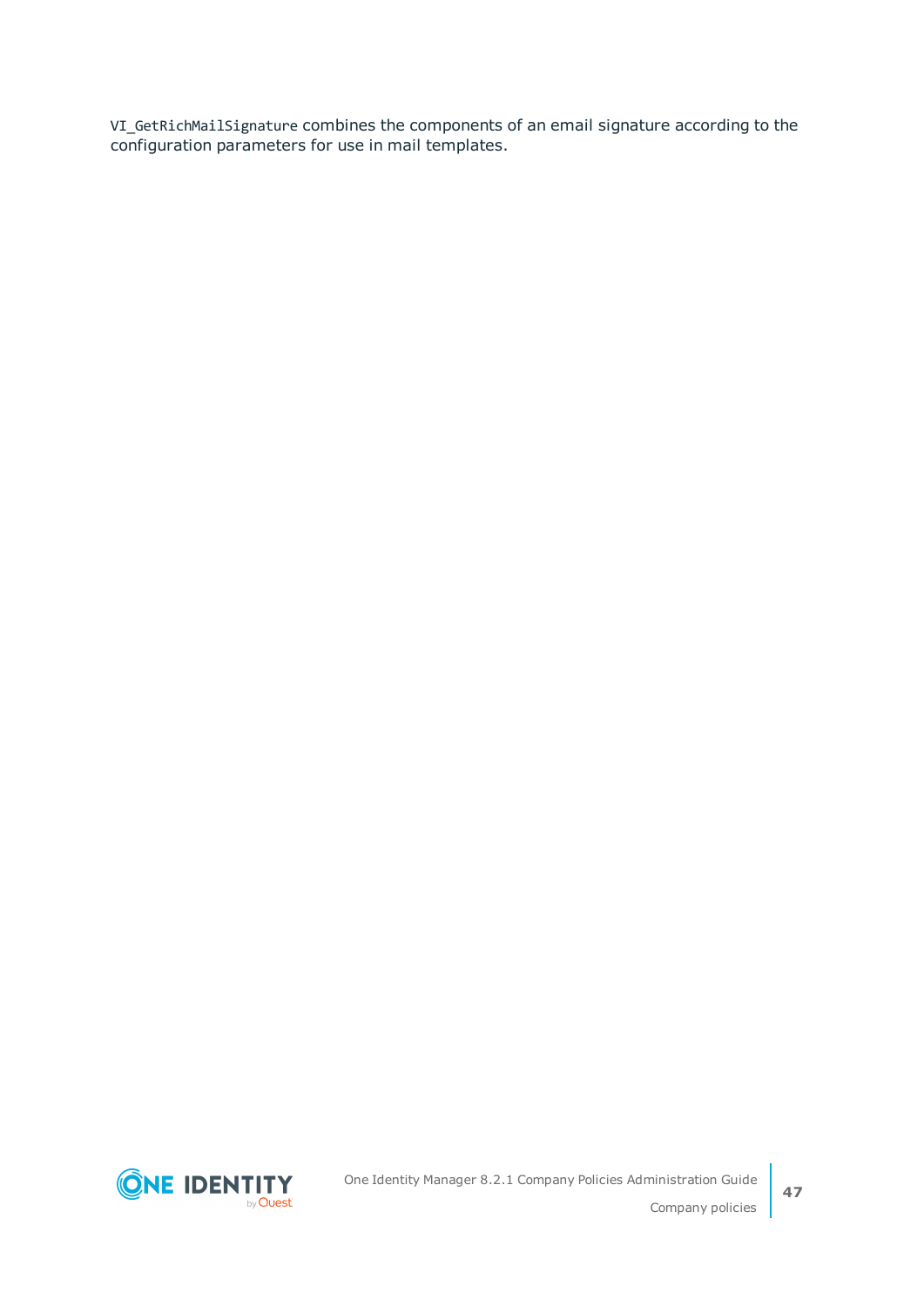`VI_GetRichMailSignature` combines the components of an email signature according to the configuration parameters for use in mail templates.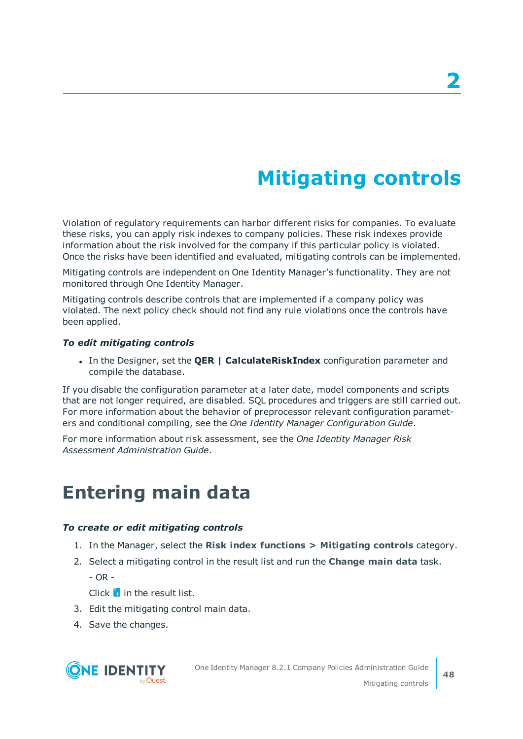# 2 Mitigating controls

Violation of regulatory requirements can harbor different risks for companies. To evaluate these risks, you can apply risk indexes to company policies. These risk indexes provide information about the risk involved for the company if this particular policy is violated. Once the risks have been identified and evaluated, mitigating controls can be implemented.

Mitigating controls are independent on One Identity Manager's functionality. They are not monitored through One Identity Manager.

Mitigating controls describe controls that are implemented if a company policy was violated. The next policy check should not find any rule violations once the controls have been applied.

***To edit mitigating controls***

- In the Designer, set the **QER | CalculateRiskIndex** configuration parameter and compile the database.

If you disable the configuration parameter at a later date, model components and scripts that are not longer required, are disabled. SQL procedures and triggers are still carried out. For more information about the behavior of preprocessor relevant configuration parameters and conditional compiling, see the *One Identity Manager Configuration Guide*.

For more information about risk assessment, see the *One Identity Manager Risk Assessment Administration Guide*.

## Entering main data

***To create or edit mitigating controls***

1. In the Manager, select the **Risk index functions > Mitigating controls** category.
2. Select a mitigating control in the result list and run the **Change main data** task.

   - OR -

   Click in the result list.
3. Edit the mitigating control main data.
4. Save the changes.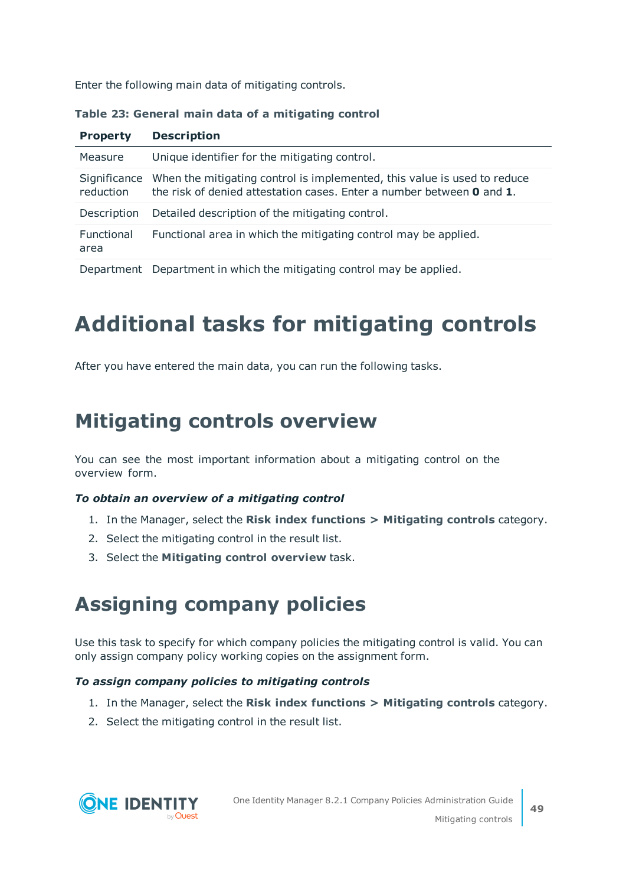Enter the following main data of mitigating controls.

**Table 23: General main data of a mitigating control**

| Property | Description |
|---|---|
| Measure | Unique identifier for the mitigating control. |
| Significance reduction | When the mitigating control is implemented, this value is used to reduce the risk of denied attestation cases. Enter a number between **0** and **1**. |
| Description | Detailed description of the mitigating control. |
| Functional area | Functional area in which the mitigating control may be applied. |
| Department | Department in which the mitigating control may be applied. |

# Additional tasks for mitigating controls

After you have entered the main data, you can run the following tasks.

## Mitigating controls overview

You can see the most important information about a mitigating control on the overview form.

***To obtain an overview of a mitigating control***

1. In the Manager, select the **Risk index functions > Mitigating controls** category.
2. Select the mitigating control in the result list.
3. Select the **Mitigating control overview** task.

## Assigning company policies

Use this task to specify for which company policies the mitigating control is valid. You can only assign company policy working copies on the assignment form.

***To assign company policies to mitigating controls***

1. In the Manager, select the **Risk index functions > Mitigating controls** category.
2. Select the mitigating control in the result list.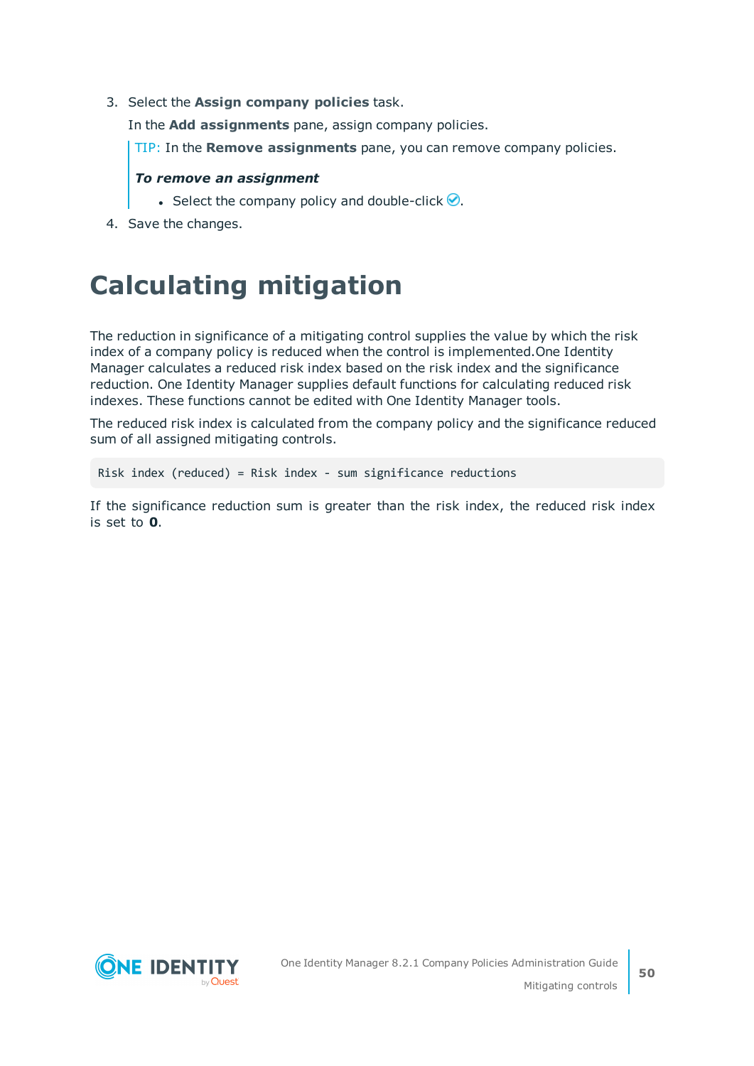3. Select the **Assign company policies** task.

   In the **Add assignments** pane, assign company policies.

   > TIP: In the **Remove assignments** pane, you can remove company policies.
   >
   > ***To remove an assignment***
   >
   > - Select the company policy and double-click ✅.

4. Save the changes.

# Calculating mitigation

The reduction in significance of a mitigating control supplies the value by which the risk index of a company policy is reduced when the control is implemented.One Identity Manager calculates a reduced risk index based on the risk index and the significance reduction. One Identity Manager supplies default functions for calculating reduced risk indexes. These functions cannot be edited with One Identity Manager tools.

The reduced risk index is calculated from the company policy and the significance reduced sum of all assigned mitigating controls.

```
Risk index (reduced) = Risk index - sum significance reductions
```

If the significance reduction sum is greater than the risk index, the reduced risk index is set to **0**.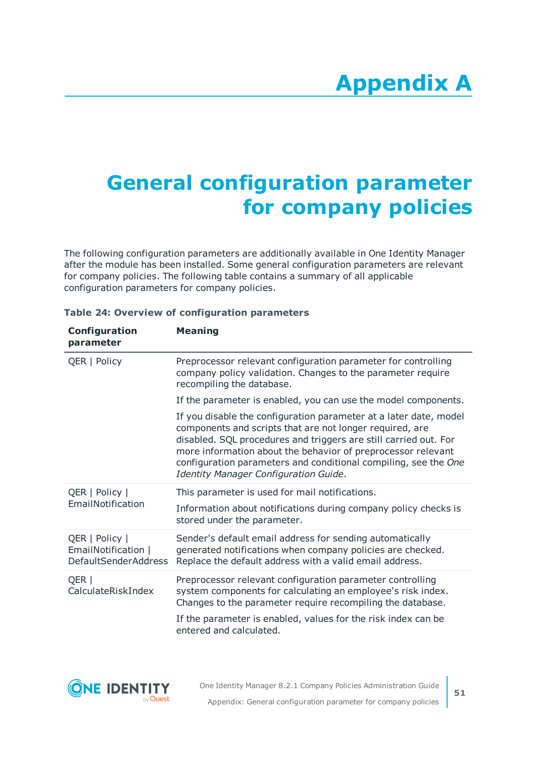# Appendix A

# General configuration parameter for company policies

The following configuration parameters are additionally available in One Identity Manager after the module has been installed. Some general configuration parameters are relevant for company policies. The following table contains a summary of all applicable configuration parameters for company policies.

**Table 24: Overview of configuration parameters**

| Configuration parameter | Meaning |
|---|---|
| QER \| Policy | Preprocessor relevant configuration parameter for controlling company policy validation. Changes to the parameter require recompiling the database.<br><br>If the parameter is enabled, you can use the model components.<br><br>If you disable the configuration parameter at a later date, model components and scripts that are not longer required, are disabled. SQL procedures and triggers are still carried out. For more information about the behavior of preprocessor relevant configuration parameters and conditional compiling, see the *One Identity Manager Configuration Guide*. |
| QER \| Policy \| EmailNotification | This parameter is used for mail notifications.<br><br>Information about notifications during company policy checks is stored under the parameter. |
| QER \| Policy \| EmailNotification \| DefaultSenderAddress | Sender's default email address for sending automatically generated notifications when company policies are checked. Replace the default address with a valid email address. |
| QER \| CalculateRiskIndex | Preprocessor relevant configuration parameter controlling system components for calculating an employee's risk index. Changes to the parameter require recompiling the database.<br><br>If the parameter is enabled, values for the risk index can be entered and calculated. |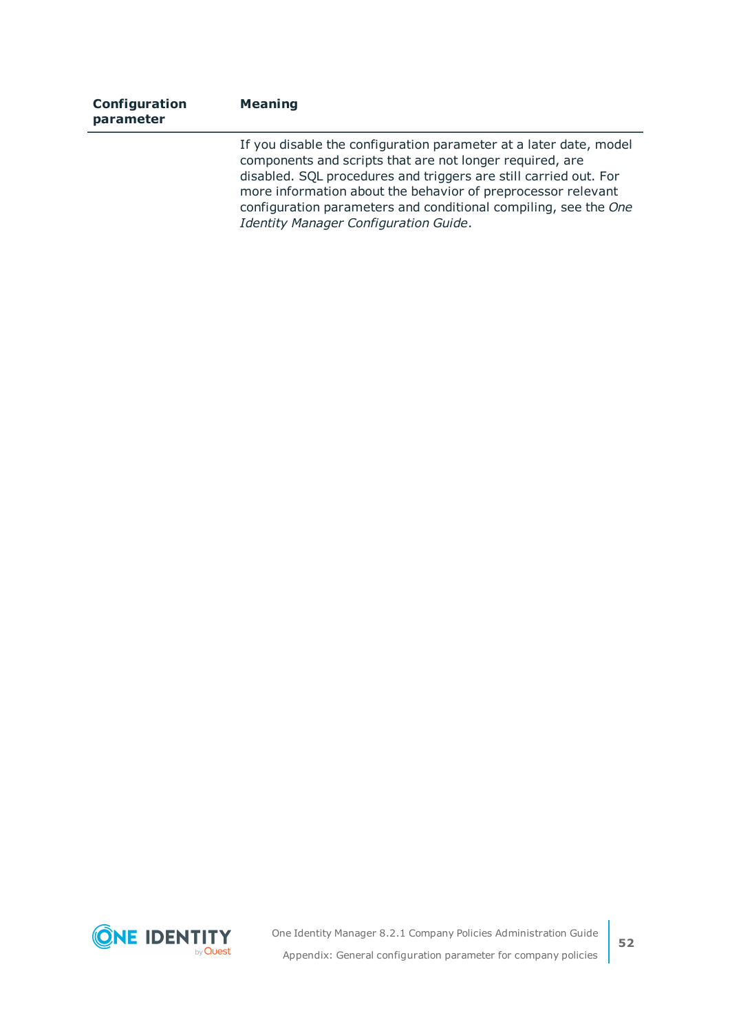| Configuration parameter | Meaning |
|---|---|
| | If you disable the configuration parameter at a later date, model components and scripts that are not longer required, are disabled. SQL procedures and triggers are still carried out. For more information about the behavior of preprocessor relevant configuration parameters and conditional compiling, see the *One Identity Manager Configuration Guide*. |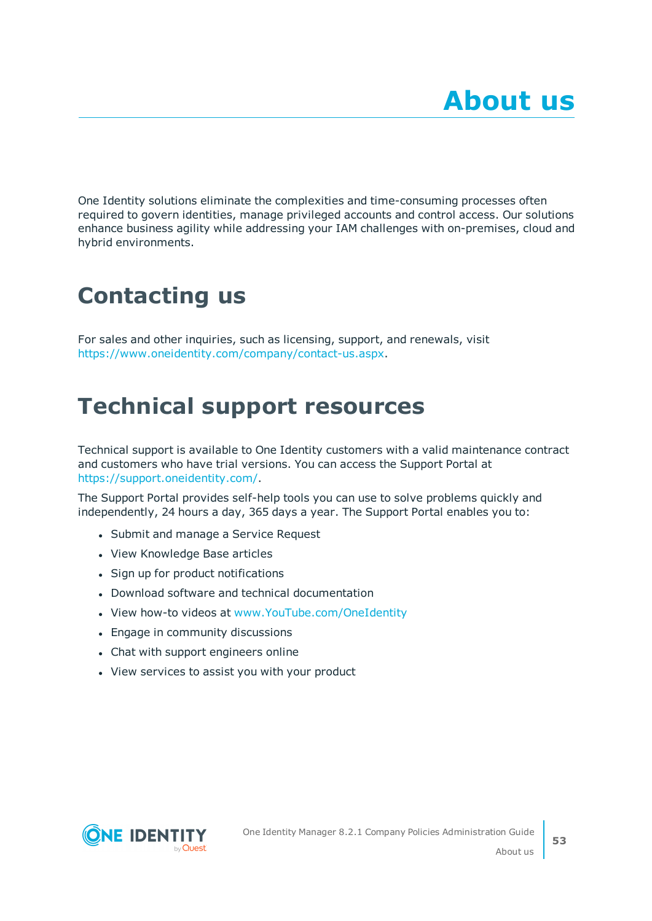# About us

One Identity solutions eliminate the complexities and time-consuming processes often required to govern identities, manage privileged accounts and control access. Our solutions enhance business agility while addressing your IAM challenges with on-premises, cloud and hybrid environments.

## Contacting us

For sales and other inquiries, such as licensing, support, and renewals, visit https://www.oneidentity.com/company/contact-us.aspx.

## Technical support resources

Technical support is available to One Identity customers with a valid maintenance contract and customers who have trial versions. You can access the Support Portal at https://support.oneidentity.com/.

The Support Portal provides self-help tools you can use to solve problems quickly and independently, 24 hours a day, 365 days a year. The Support Portal enables you to:

- Submit and manage a Service Request
- View Knowledge Base articles
- Sign up for product notifications
- Download software and technical documentation
- View how-to videos at www.YouTube.com/OneIdentity
- Engage in community discussions
- Chat with support engineers online
- View services to assist you with your product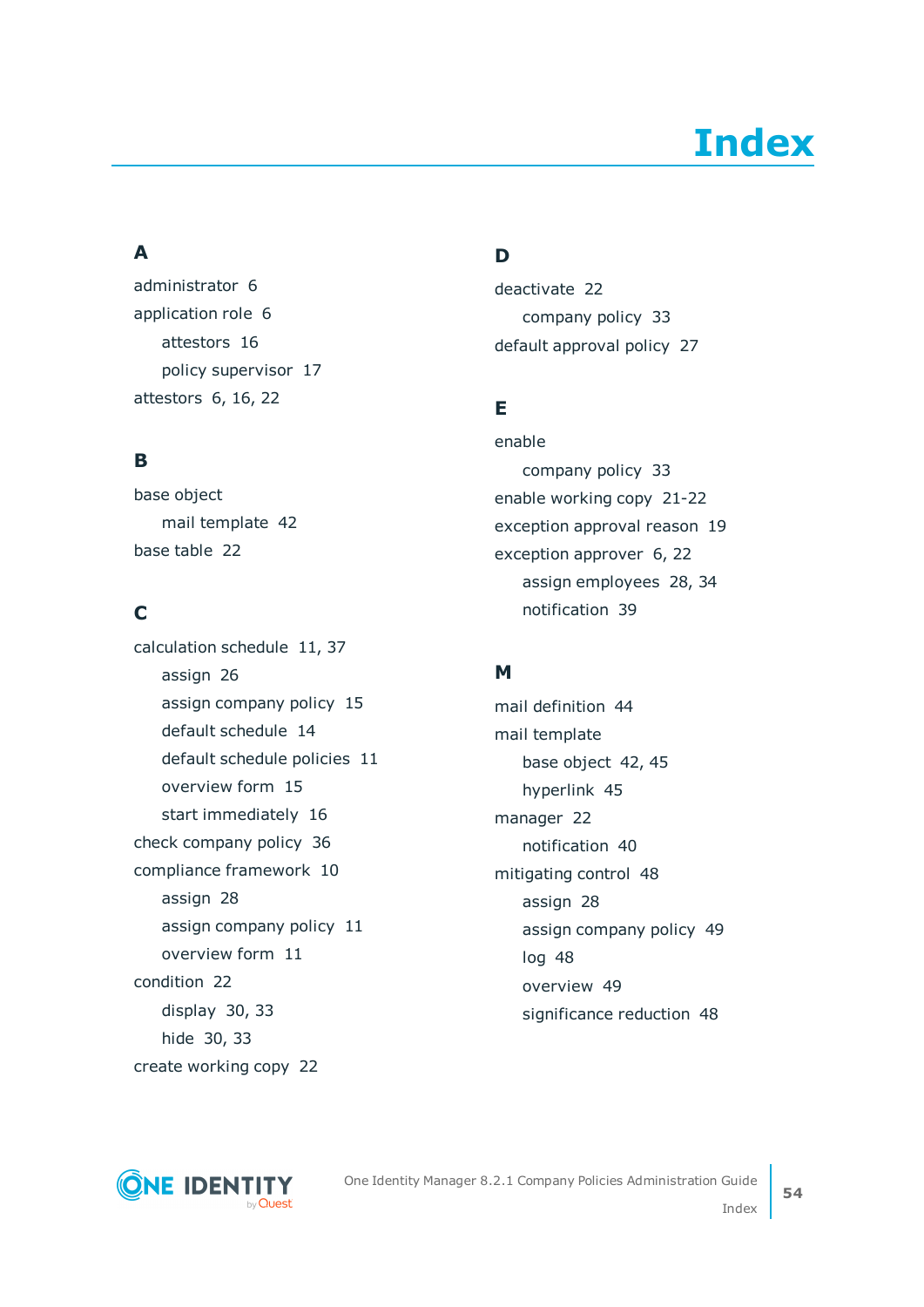# Index

## A

administrator 6

application role 6

- attestors 16
- policy supervisor 17

attestors 6, 16, 22

## B

base object

- mail template 42

base table 22

## C

calculation schedule 11, 37

- assign 26
- assign company policy 15
- default schedule 14
- default schedule policies 11
- overview form 15
- start immediately 16

check company policy 36

compliance framework 10

- assign 28
- assign company policy 11
- overview form 11

condition 22

- display 30, 33
- hide 30, 33

create working copy 22

## D

deactivate 22

- company policy 33

default approval policy 27

## E

enable

- company policy 33

enable working copy 21-22

exception approval reason 19

exception approver 6, 22

- assign employees 28, 34
- notification 39

## M

mail definition 44

mail template

- base object 42, 45
- hyperlink 45

manager 22

- notification 40

mitigating control 48

- assign 28
- assign company policy 49
- log 48
- overview 49
- significance reduction 48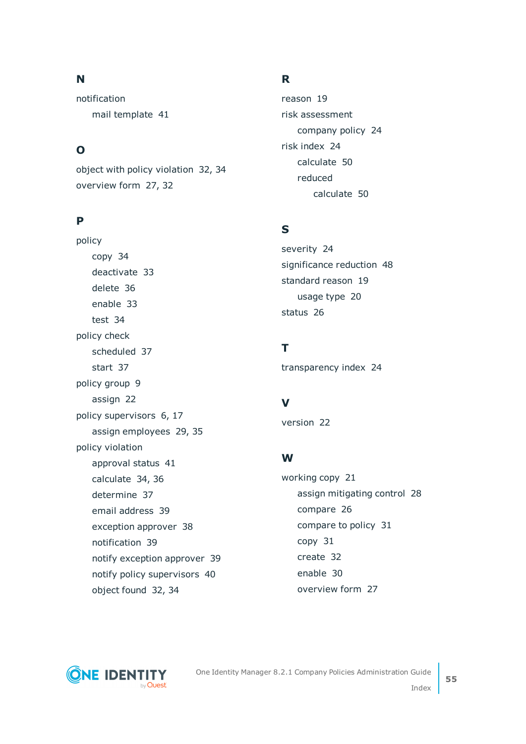## N

notification
- mail template 41

## O

object with policy violation 32, 34

overview form 27, 32

## P

policy
- copy 34
- deactivate 33
- delete 36
- enable 33
- test 34

policy check
- scheduled 37
- start 37

policy group 9
- assign 22

policy supervisors 6, 17
- assign employees 29, 35

policy violation
- approval status 41
- calculate 34, 36
- determine 37
- email address 39
- exception approver 38
- notification 39
- notify exception approver 39
- notify policy supervisors 40
- object found 32, 34

## R

reason 19

risk assessment
- company policy 24

risk index 24
- calculate 50
- reduced
  - calculate 50

## S

severity 24

significance reduction 48

standard reason 19
- usage type 20

status 26

## T

transparency index 24

## V

version 22

## W

working copy 21
- assign mitigating control 28
- compare 26
- compare to policy 31
- copy 31
- create 32
- enable 30
- overview form 27